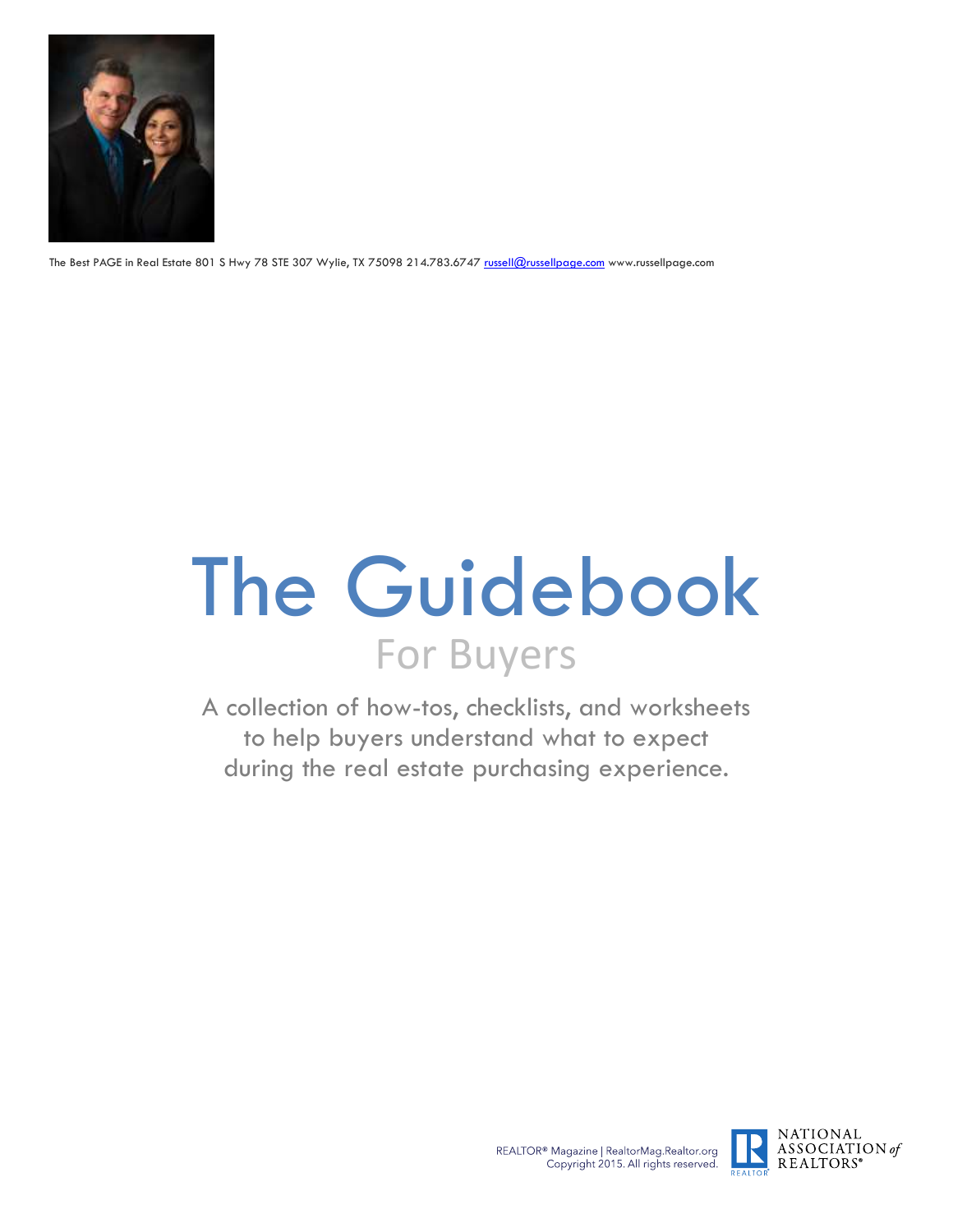The Best PAGE in Real Estate 801 S Hwy 78 STE 307 Wylie, TX 75098 214.783.6747 russell@russellpage.com www.russellpage.com

# The Guidebook

## For Buyers

A collection of how-tos, checklists, and worksheets to help buyers understand what to expect during the real estate purchasing experience.

REALTOR® Magazine | RealtorMag.Realtor.org
Copyright 2015. All rights reserved.

NATIONAL ASSOCIATION of REALTORS®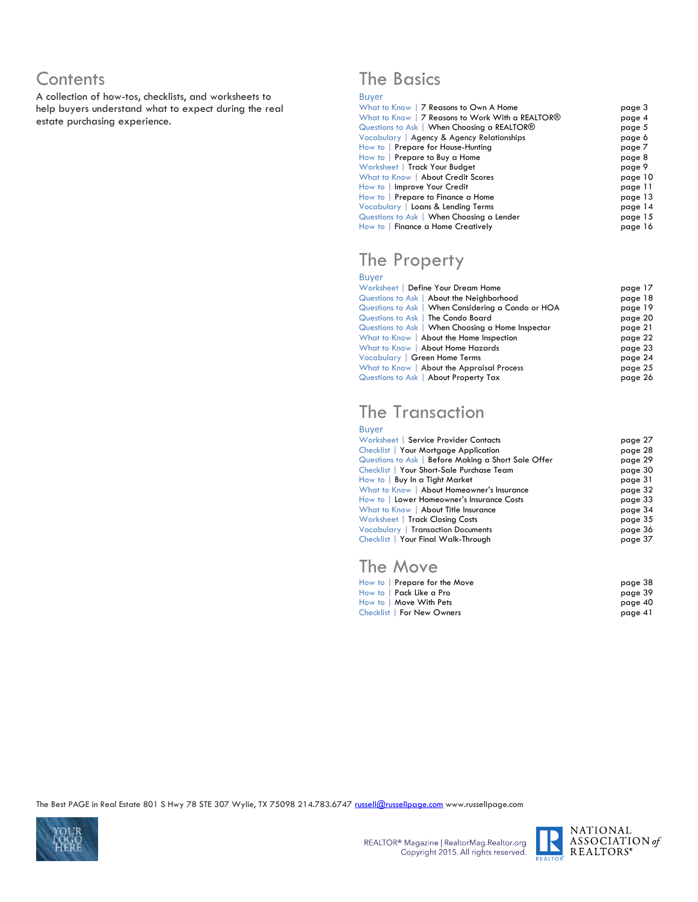# Contents

A collection of how-tos, checklists, and worksheets to help buyers understand what to expect during the real estate purchasing experience.

## The Basics

### Buyer

| | |
|---|---|
| What to Know \| 7 Reasons to Own A Home | page 3 |
| What to Know \| 7 Reasons to Work With a REALTOR® | page 4 |
| Questions to Ask \| When Choosing a REALTOR® | page 5 |
| Vocabulary \| Agency & Agency Relationships | page 6 |
| How to \| Prepare for House-Hunting | page 7 |
| How to \| Prepare to Buy a Home | page 8 |
| Worksheet \| Track Your Budget | page 9 |
| What to Know \| About Credit Scores | page 10 |
| How to \| Improve Your Credit | page 11 |
| How to \| Prepare to Finance a Home | page 13 |
| Vocabulary \| Loans & Lending Terms | page 14 |
| Questions to Ask \| When Choosing a Lender | page 15 |
| How to \| Finance a Home Creatively | page 16 |

## The Property

### Buyer

| | |
|---|---|
| Worksheet \| Define Your Dream Home | page 17 |
| Questions to Ask \| About the Neighborhood | page 18 |
| Questions to Ask \| When Considering a Condo or HOA | page 19 |
| Questions to Ask \| The Condo Board | page 20 |
| Questions to Ask \| When Choosing a Home Inspector | page 21 |
| What to Know \| About the Home Inspection | page 22 |
| What to Know \| About Home Hazards | page 23 |
| Vocabulary \| Green Home Terms | page 24 |
| What to Know \| About the Appraisal Process | page 25 |
| Questions to Ask \| About Property Tax | page 26 |

## The Transaction

### Buyer

| | |
|---|---|
| Worksheet \| Service Provider Contacts | page 27 |
| Checklist \| Your Mortgage Application | page 28 |
| Questions to Ask \| Before Making a Short Sale Offer | page 29 |
| Checklist \| Your Short-Sale Purchase Team | page 30 |
| How to \| Buy In a Tight Market | page 31 |
| What to Know \| About Homeowner's Insurance | page 32 |
| How to \| Lower Homeowner's Insurance Costs | page 33 |
| What to Know \| About Title Insurance | page 34 |
| Worksheet \| Track Closing Costs | page 35 |
| Vocabulary \| Transaction Documents | page 36 |
| Checklist \| Your Final Walk-Through | page 37 |

## The Move

| | |
|---|---|
| How to \| Prepare for the Move | page 38 |
| How to \| Pack Like a Pro | page 39 |
| How to \| Move With Pets | page 40 |
| Checklist \| For New Owners | page 41 |

The Best PAGE in Real Estate 801 S Hwy 78 STE 307 Wylie, TX 75098 214.783.6747 russell@russellpage.com www.russellpage.com

YOUR LOGO HERE

REALTOR® Magazine | RealtorMag.Realtor.org
Copyright 2015. All rights reserved.

NATIONAL ASSOCIATION of REALTORS®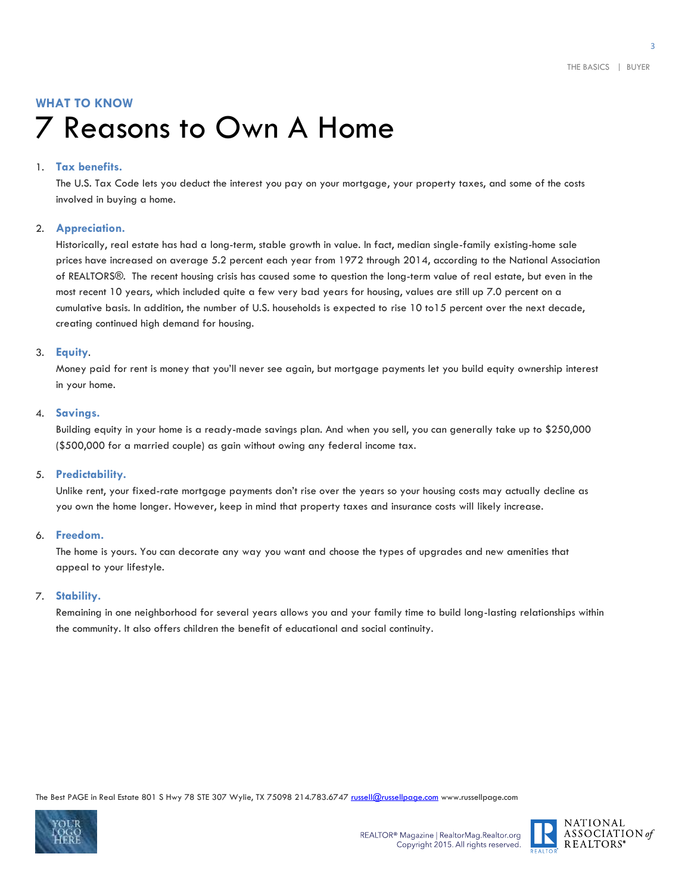## WHAT TO KNOW

# 7 Reasons to Own A Home

1. **Tax benefits.**
   The U.S. Tax Code lets you deduct the interest you pay on your mortgage, your property taxes, and some of the costs involved in buying a home.

2. **Appreciation.**
   Historically, real estate has had a long-term, stable growth in value. In fact, median single-family existing-home sale prices have increased on average 5.2 percent each year from 1972 through 2014, according to the National Association of REALTORS®. The recent housing crisis has caused some to question the long-term value of real estate, but even in the most recent 10 years, which included quite a few very bad years for housing, values are still up 7.0 percent on a cumulative basis. In addition, the number of U.S. households is expected to rise 10 to15 percent over the next decade, creating continued high demand for housing.

3. **Equity**.
   Money paid for rent is money that you'll never see again, but mortgage payments let you build equity ownership interest in your home.

4. **Savings.**
   Building equity in your home is a ready-made savings plan. And when you sell, you can generally take up to $250,000 ($500,000 for a married couple) as gain without owing any federal income tax.

5. **Predictability.**
   Unlike rent, your fixed-rate mortgage payments don't rise over the years so your housing costs may actually decline as you own the home longer. However, keep in mind that property taxes and insurance costs will likely increase.

6. **Freedom.**
   The home is yours. You can decorate any way you want and choose the types of upgrades and new amenities that appeal to your lifestyle.

7. **Stability.**
   Remaining in one neighborhood for several years allows you and your family time to build long-lasting relationships within the community. It also offers children the benefit of educational and social continuity.

The Best PAGE in Real Estate 801 S Hwy 78 STE 307 Wylie, TX 75098 214.783.6747 russell@russellpage.com www.russellpage.com

REALTOR® Magazine | RealtorMag.Realtor.org
Copyright 2015. All rights reserved.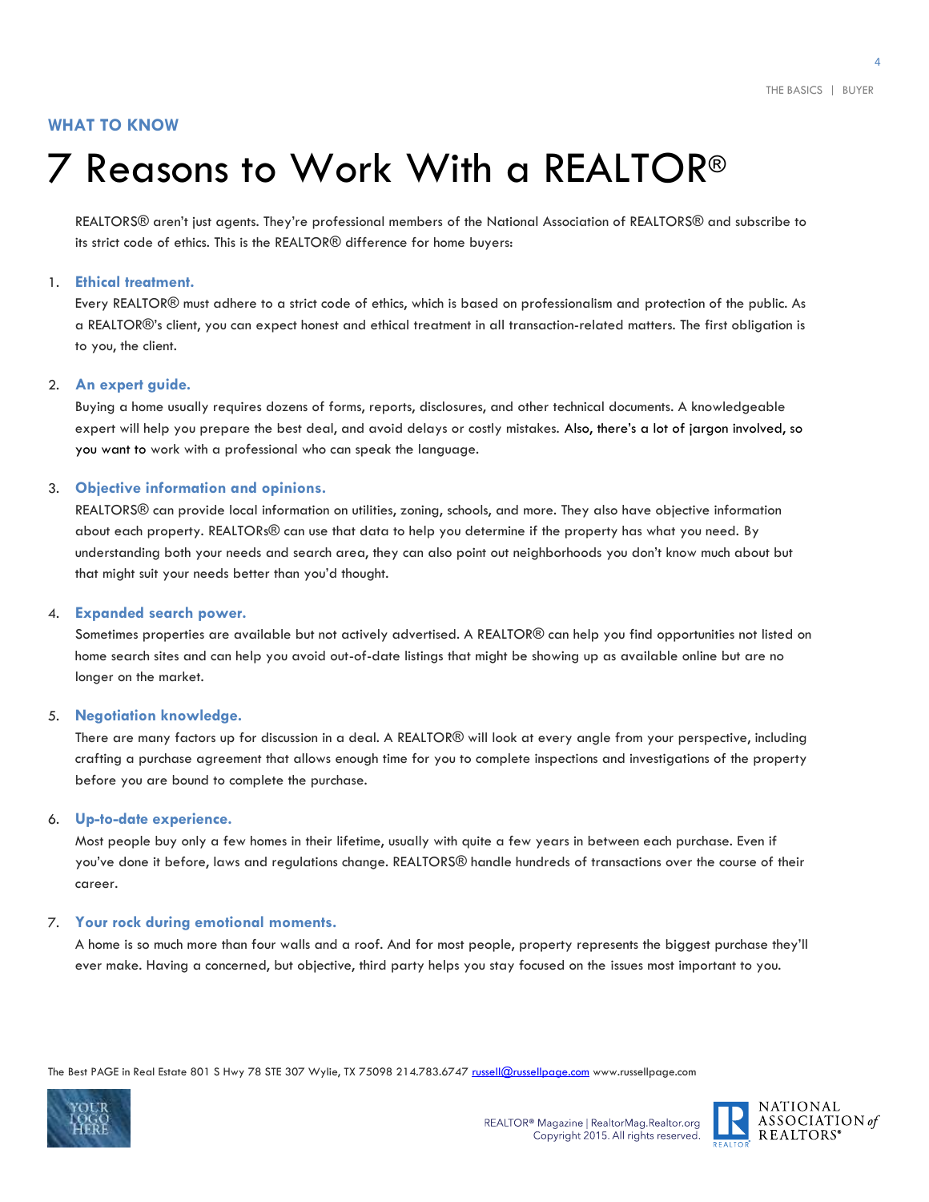**WHAT TO KNOW**

# 7 Reasons to Work With a REALTOR®

REALTORS® aren't just agents. They're professional members of the National Association of REALTORS® and subscribe to its strict code of ethics. This is the REALTOR® difference for home buyers:

1. **Ethical treatment.**
   Every REALTOR® must adhere to a strict code of ethics, which is based on professionalism and protection of the public. As a REALTOR®'s client, you can expect honest and ethical treatment in all transaction-related matters. The first obligation is to you, the client.

2. **An expert guide.**
   Buying a home usually requires dozens of forms, reports, disclosures, and other technical documents. A knowledgeable expert will help you prepare the best deal, and avoid delays or costly mistakes. Also, there's a lot of jargon involved, so you want to work with a professional who can speak the language.

3. **Objective information and opinions.**
   REALTORS® can provide local information on utilities, zoning, schools, and more. They also have objective information about each property. REALTORs® can use that data to help you determine if the property has what you need. By understanding both your needs and search area, they can also point out neighborhoods you don't know much about but that might suit your needs better than you'd thought.

4. **Expanded search power.**
   Sometimes properties are available but not actively advertised. A REALTOR® can help you find opportunities not listed on home search sites and can help you avoid out-of-date listings that might be showing up as available online but are no longer on the market.

5. **Negotiation knowledge.**
   There are many factors up for discussion in a deal. A REALTOR® will look at every angle from your perspective, including crafting a purchase agreement that allows enough time for you to complete inspections and investigations of the property before you are bound to complete the purchase.

6. **Up-to-date experience.**
   Most people buy only a few homes in their lifetime, usually with quite a few years in between each purchase. Even if you've done it before, laws and regulations change. REALTORS® handle hundreds of transactions over the course of their career.

7. **Your rock during emotional moments.**
   A home is so much more than four walls and a roof. And for most people, property represents the biggest purchase they'll ever make. Having a concerned, but objective, third party helps you stay focused on the issues most important to you.

The Best PAGE in Real Estate 801 S Hwy 78 STE 307 Wylie, TX 75098 214.783.6747 russell@russellpage.com www.russellpage.com

REALTOR® Magazine | RealtorMag.Realtor.org
Copyright 2015. All rights reserved.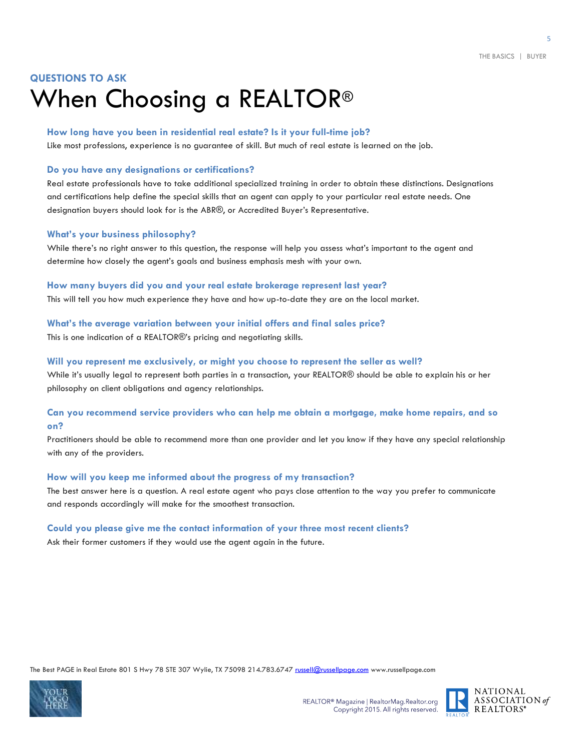## QUESTIONS TO ASK

# When Choosing a REALTOR®

### How long have you been in residential real estate? Is it your full-time job?

Like most professions, experience is no guarantee of skill. But much of real estate is learned on the job.

### Do you have any designations or certifications?

Real estate professionals have to take additional specialized training in order to obtain these distinctions. Designations and certifications help define the special skills that an agent can apply to your particular real estate needs. One designation buyers should look for is the ABR®, or Accredited Buyer's Representative.

### What's your business philosophy?

While there's no right answer to this question, the response will help you assess what's important to the agent and determine how closely the agent's goals and business emphasis mesh with your own.

### How many buyers did you and your real estate brokerage represent last year?

This will tell you how much experience they have and how up-to-date they are on the local market.

### What's the average variation between your initial offers and final sales price?

This is one indication of a REALTOR®'s pricing and negotiating skills.

### Will you represent me exclusively, or might you choose to represent the seller as well?

While it's usually legal to represent both parties in a transaction, your REALTOR® should be able to explain his or her philosophy on client obligations and agency relationships.

### Can you recommend service providers who can help me obtain a mortgage, make home repairs, and so on?

Practitioners should be able to recommend more than one provider and let you know if they have any special relationship with any of the providers.

### How will you keep me informed about the progress of my transaction?

The best answer here is a question. A real estate agent who pays close attention to the way you prefer to communicate and responds accordingly will make for the smoothest transaction.

### Could you please give me the contact information of your three most recent clients?

Ask their former customers if they would use the agent again in the future.

The Best PAGE in Real Estate 801 S Hwy 78 STE 307 Wylie, TX 75098 214.783.6747 russell@russellpage.com www.russellpage.com

REALTOR® Magazine | RealtorMag.Realtor.org
Copyright 2015. All rights reserved.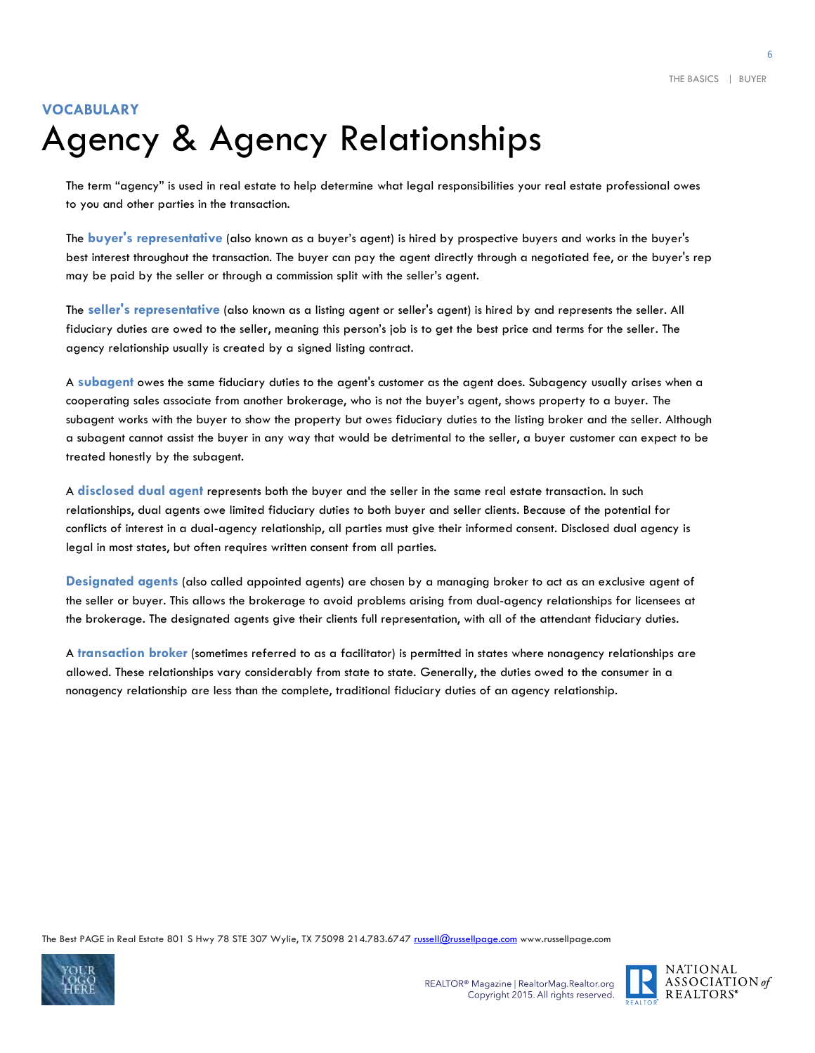VOCABULARY

# Agency & Agency Relationships

The term "agency" is used in real estate to help determine what legal responsibilities your real estate professional owes to you and other parties in the transaction.

The **buyer's representative** (also known as a buyer's agent) is hired by prospective buyers and works in the buyer's best interest throughout the transaction. The buyer can pay the agent directly through a negotiated fee, or the buyer's rep may be paid by the seller or through a commission split with the seller's agent.

The **seller's representative** (also known as a listing agent or seller's agent) is hired by and represents the seller. All fiduciary duties are owed to the seller, meaning this person's job is to get the best price and terms for the seller. The agency relationship usually is created by a signed listing contract.

A **subagent** owes the same fiduciary duties to the agent's customer as the agent does. Subagency usually arises when a cooperating sales associate from another brokerage, who is not the buyer's agent, shows property to a buyer. The subagent works with the buyer to show the property but owes fiduciary duties to the listing broker and the seller. Although a subagent cannot assist the buyer in any way that would be detrimental to the seller, a buyer customer can expect to be treated honestly by the subagent.

A **disclosed dual agent** represents both the buyer and the seller in the same real estate transaction. In such relationships, dual agents owe limited fiduciary duties to both buyer and seller clients. Because of the potential for conflicts of interest in a dual-agency relationship, all parties must give their informed consent. Disclosed dual agency is legal in most states, but often requires written consent from all parties.

**Designated agents** (also called appointed agents) are chosen by a managing broker to act as an exclusive agent of the seller or buyer. This allows the brokerage to avoid problems arising from dual-agency relationships for licensees at the brokerage. The designated agents give their clients full representation, with all of the attendant fiduciary duties.

A **transaction broker** (sometimes referred to as a facilitator) is permitted in states where nonagency relationships are allowed. These relationships vary considerably from state to state. Generally, the duties owed to the consumer in a nonagency relationship are less than the complete, traditional fiduciary duties of an agency relationship.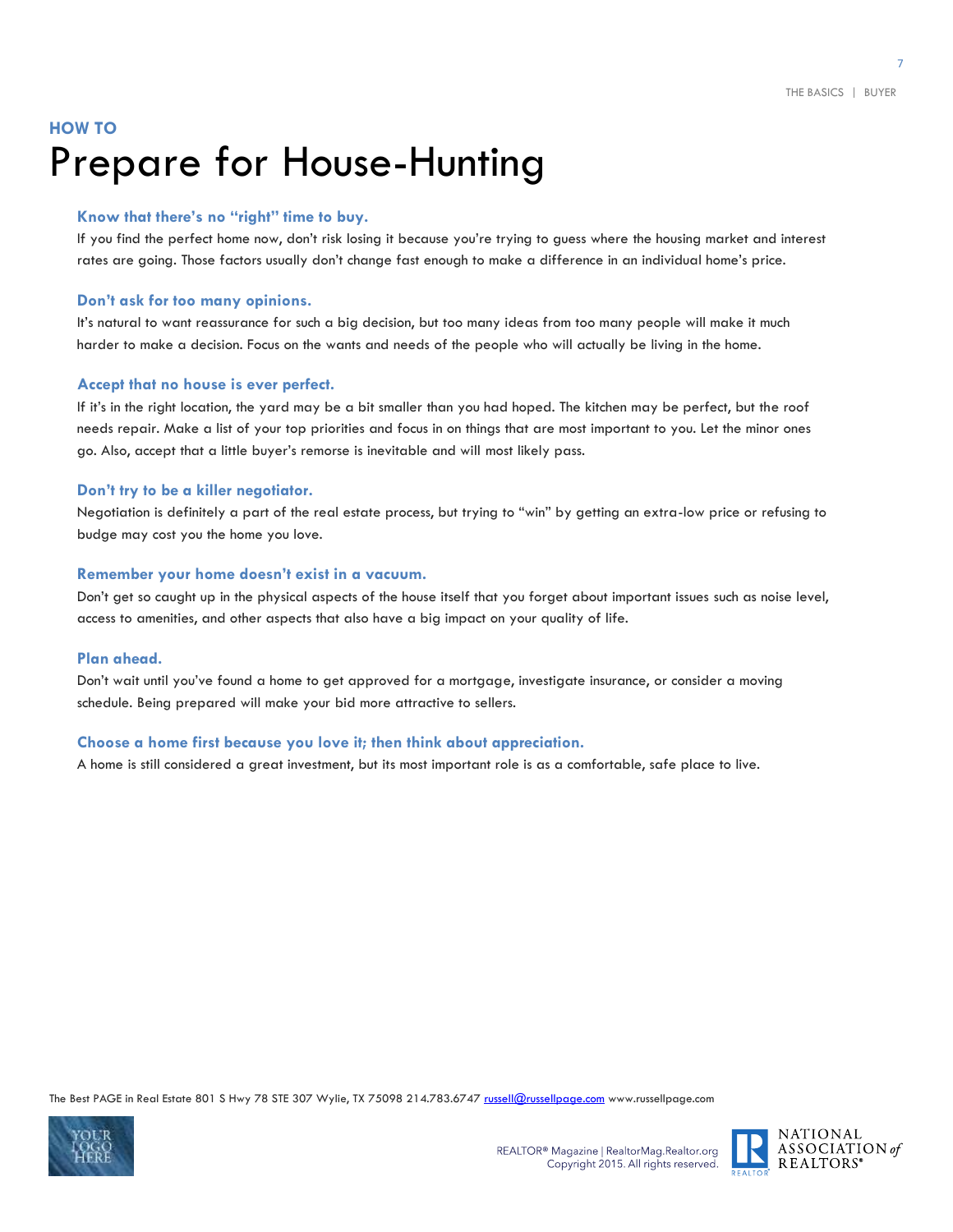**HOW TO**

# Prepare for House-Hunting

### Know that there's no "right" time to buy.

If you find the perfect home now, don't risk losing it because you're trying to guess where the housing market and interest rates are going. Those factors usually don't change fast enough to make a difference in an individual home's price.

### Don't ask for too many opinions.

It's natural to want reassurance for such a big decision, but too many ideas from too many people will make it much harder to make a decision. Focus on the wants and needs of the people who will actually be living in the home.

### Accept that no house is ever perfect.

If it's in the right location, the yard may be a bit smaller than you had hoped. The kitchen may be perfect, but the roof needs repair. Make a list of your top priorities and focus in on things that are most important to you. Let the minor ones go. Also, accept that a little buyer's remorse is inevitable and will most likely pass.

### Don't try to be a killer negotiator.

Negotiation is definitely a part of the real estate process, but trying to "win" by getting an extra-low price or refusing to budge may cost you the home you love.

### Remember your home doesn't exist in a vacuum.

Don't get so caught up in the physical aspects of the house itself that you forget about important issues such as noise level, access to amenities, and other aspects that also have a big impact on your quality of life.

### Plan ahead.

Don't wait until you've found a home to get approved for a mortgage, investigate insurance, or consider a moving schedule. Being prepared will make your bid more attractive to sellers.

### Choose a home first because you love it; then think about appreciation.

A home is still considered a great investment, but its most important role is as a comfortable, safe place to live.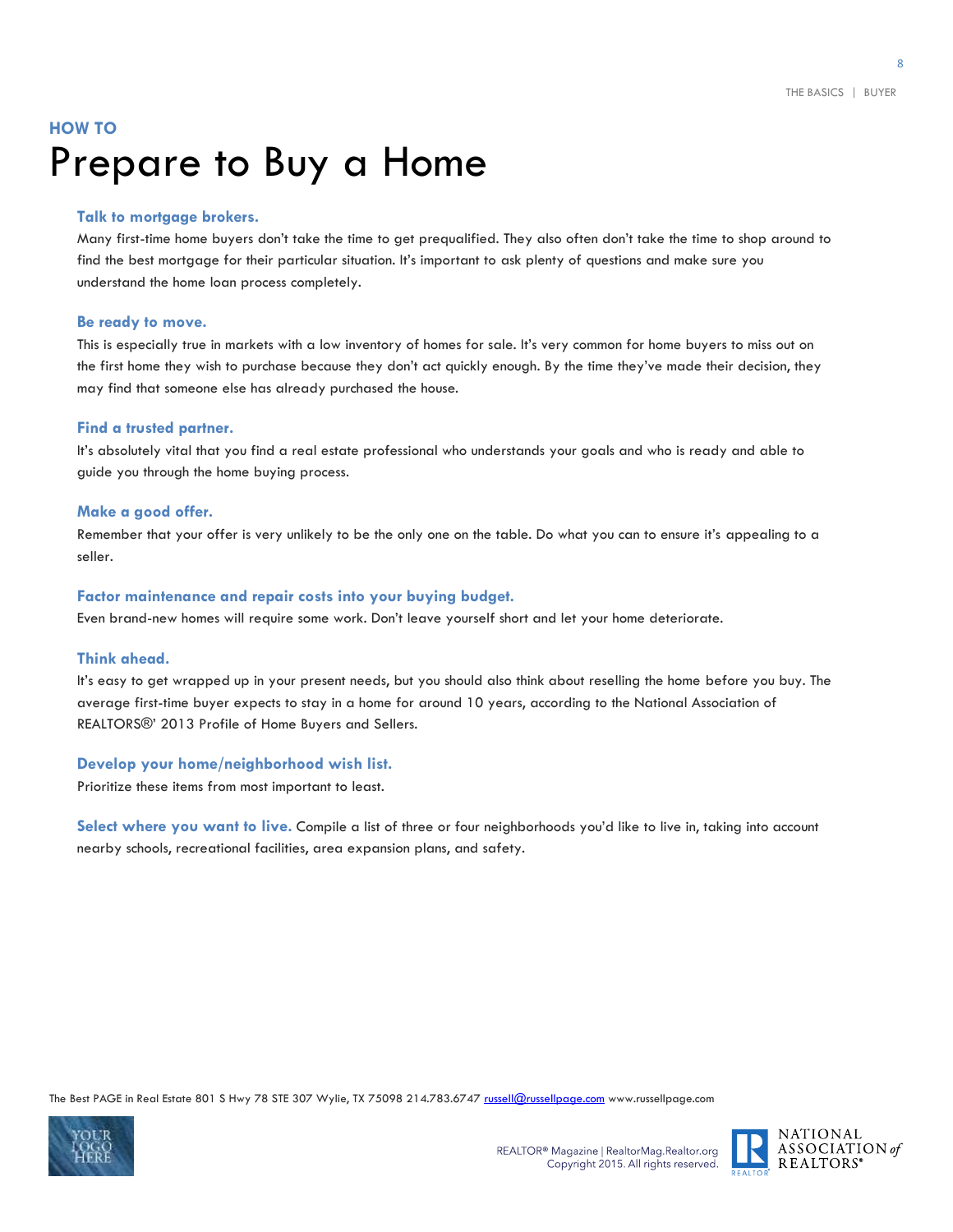**HOW TO**

# Prepare to Buy a Home

### Talk to mortgage brokers.

Many first-time home buyers don't take the time to get prequalified. They also often don't take the time to shop around to find the best mortgage for their particular situation. It's important to ask plenty of questions and make sure you understand the home loan process completely.

### Be ready to move.

This is especially true in markets with a low inventory of homes for sale. It's very common for home buyers to miss out on the first home they wish to purchase because they don't act quickly enough. By the time they've made their decision, they may find that someone else has already purchased the house.

### Find a trusted partner.

It's absolutely vital that you find a real estate professional who understands your goals and who is ready and able to guide you through the home buying process.

### Make a good offer.

Remember that your offer is very unlikely to be the only one on the table. Do what you can to ensure it's appealing to a seller.

### Factor maintenance and repair costs into your buying budget.

Even brand-new homes will require some work. Don't leave yourself short and let your home deteriorate.

### Think ahead.

It's easy to get wrapped up in your present needs, but you should also think about reselling the home before you buy. The average first-time buyer expects to stay in a home for around 10 years, according to the National Association of REALTORS®' 2013 Profile of Home Buyers and Sellers.

### Develop your home/neighborhood wish list.

Prioritize these items from most important to least.

**Select where you want to live.** Compile a list of three or four neighborhoods you'd like to live in, taking into account nearby schools, recreational facilities, area expansion plans, and safety.

The Best PAGE in Real Estate 801 S Hwy 78 STE 307 Wylie, TX 75098 214.783.6747 russell@russellpage.com www.russellpage.com

REALTOR® Magazine | RealtorMag.Realtor.org
Copyright 2015. All rights reserved.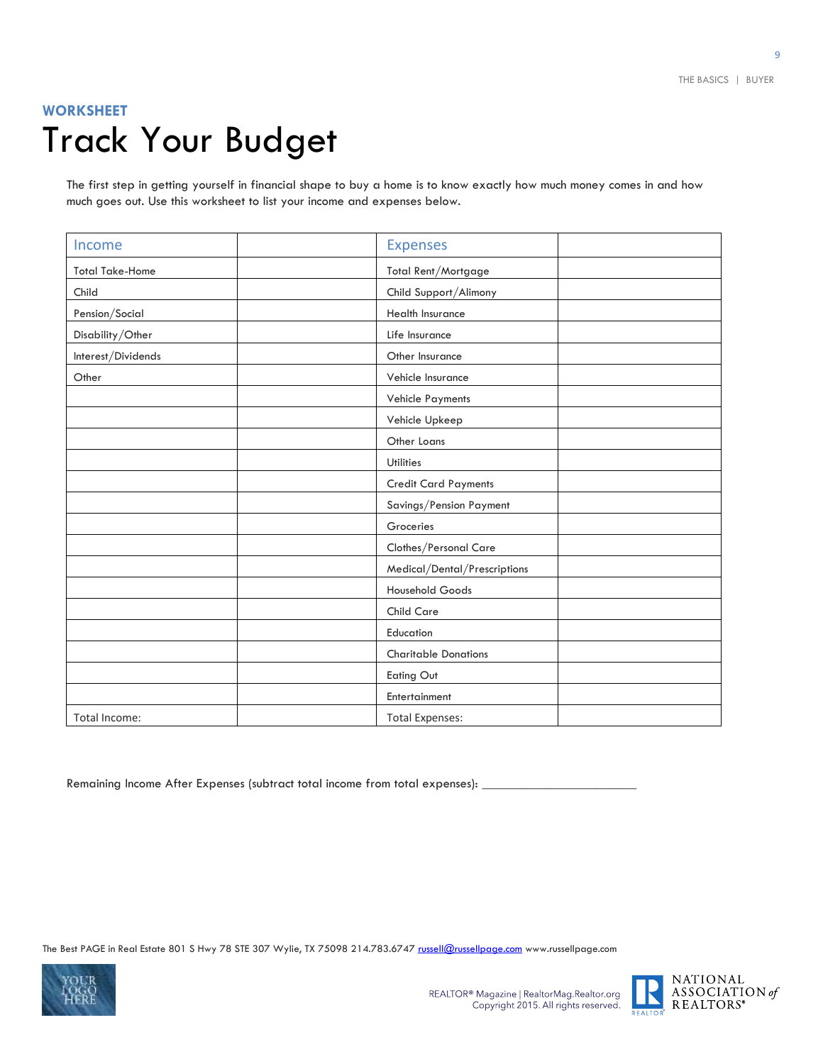**WORKSHEET**

# Track Your Budget

The first step in getting yourself in financial shape to buy a home is to know exactly how much money comes in and how much goes out. Use this worksheet to list your income and expenses below.

| Income | | Expenses | |
|---|---|---|---|
| Total Take-Home | | Total Rent/Mortgage | |
| Child | | Child Support/Alimony | |
| Pension/Social | | Health Insurance | |
| Disability/Other | | Life Insurance | |
| Interest/Dividends | | Other Insurance | |
| Other | | Vehicle Insurance | |
| | | Vehicle Payments | |
| | | Vehicle Upkeep | |
| | | Other Loans | |
| | | Utilities | |
| | | Credit Card Payments | |
| | | Savings/Pension Payment | |
| | | Groceries | |
| | | Clothes/Personal Care | |
| | | Medical/Dental/Prescriptions | |
| | | Household Goods | |
| | | Child Care | |
| | | Education | |
| | | Charitable Donations | |
| | | Eating Out | |
| | | Entertainment | |
| Total Income: | | Total Expenses: | |

Remaining Income After Expenses (subtract total income from total expenses): ________________________

The Best PAGE in Real Estate 801 S Hwy 78 STE 307 Wylie, TX 75098 214.783.6747 russell@russellpage.com www.russellpage.com

REALTOR® Magazine | RealtorMag.Realtor.org
Copyright 2015. All rights reserved.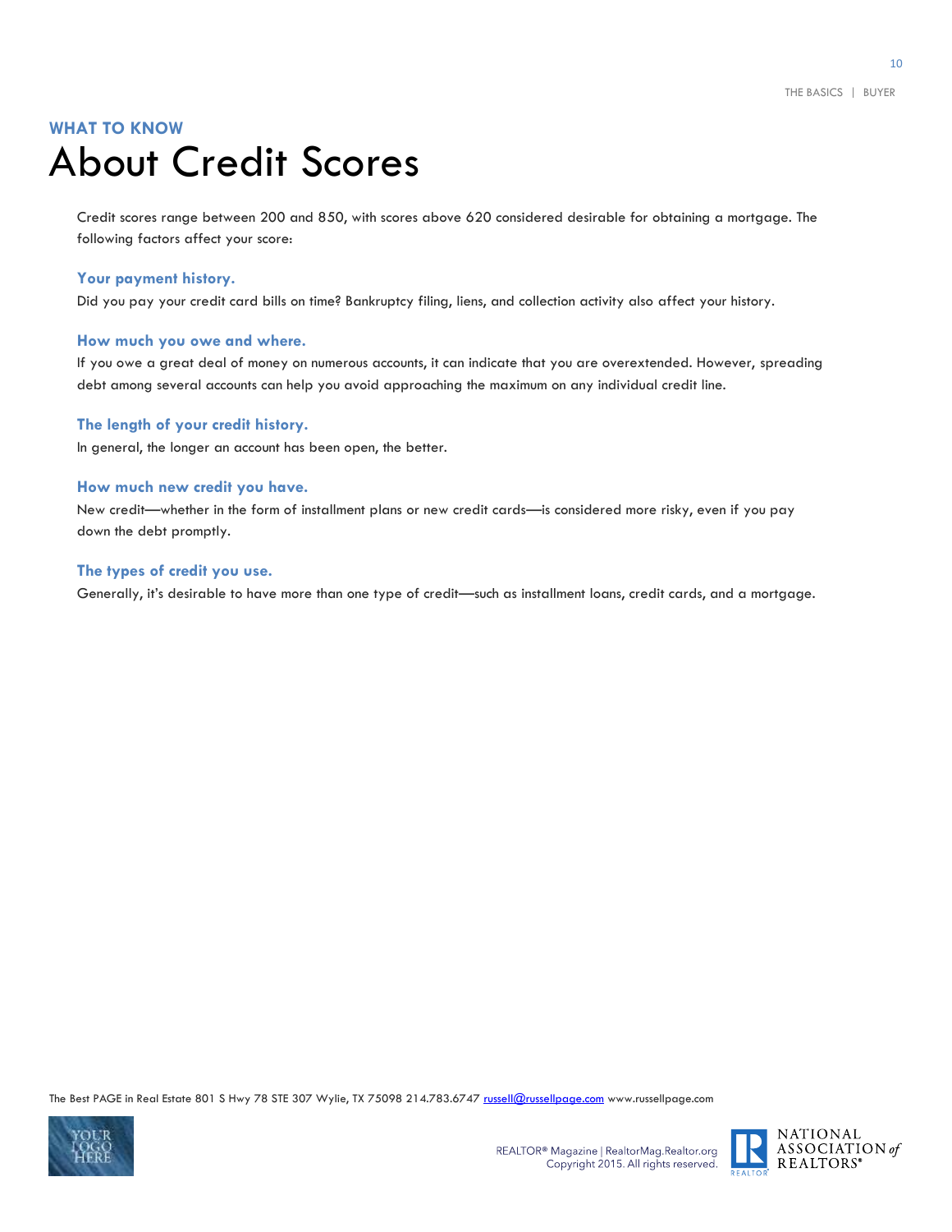**WHAT TO KNOW**

# About Credit Scores

Credit scores range between 200 and 850, with scores above 620 considered desirable for obtaining a mortgage. The following factors affect your score:

### Your payment history.

Did you pay your credit card bills on time? Bankruptcy filing, liens, and collection activity also affect your history.

### How much you owe and where.

If you owe a great deal of money on numerous accounts, it can indicate that you are overextended. However, spreading debt among several accounts can help you avoid approaching the maximum on any individual credit line.

### The length of your credit history.

In general, the longer an account has been open, the better.

### How much new credit you have.

New credit—whether in the form of installment plans or new credit cards—is considered more risky, even if you pay down the debt promptly.

### The types of credit you use.

Generally, it's desirable to have more than one type of credit—such as installment loans, credit cards, and a mortgage.

The Best PAGE in Real Estate 801 S Hwy 78 STE 307 Wylie, TX 75098 214.783.6747 russell@russellpage.com www.russellpage.com

REALTOR® Magazine | RealtorMag.Realtor.org
Copyright 2015. All rights reserved.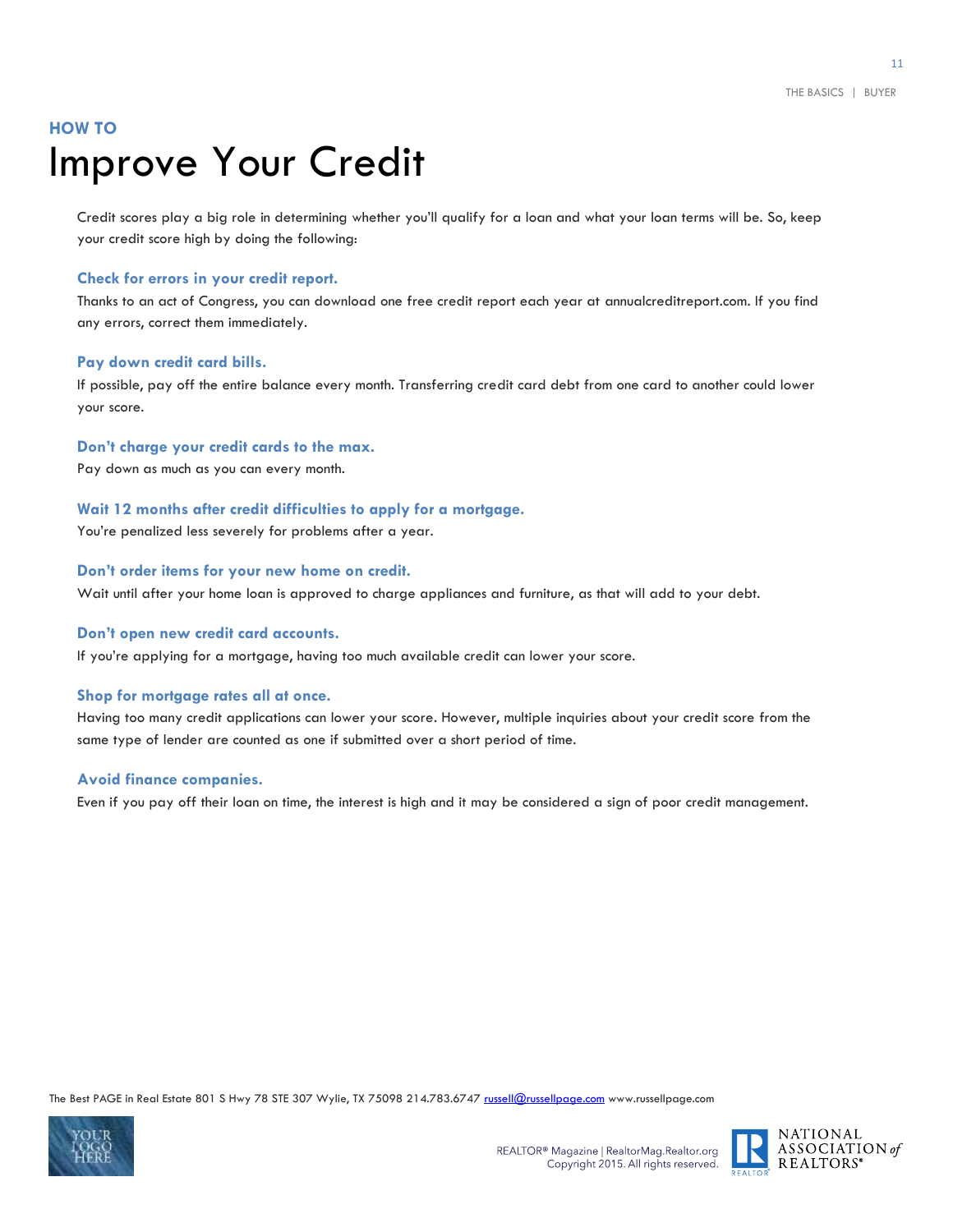**HOW TO**

# Improve Your Credit

Credit scores play a big role in determining whether you'll qualify for a loan and what your loan terms will be. So, keep your credit score high by doing the following:

### Check for errors in your credit report.

Thanks to an act of Congress, you can download one free credit report each year at annualcreditreport.com. If you find any errors, correct them immediately.

### Pay down credit card bills.

If possible, pay off the entire balance every month. Transferring credit card debt from one card to another could lower your score.

### Don't charge your credit cards to the max.

Pay down as much as you can every month.

### Wait 12 months after credit difficulties to apply for a mortgage.

You're penalized less severely for problems after a year.

### Don't order items for your new home on credit.

Wait until after your home loan is approved to charge appliances and furniture, as that will add to your debt.

### Don't open new credit card accounts.

If you're applying for a mortgage, having too much available credit can lower your score.

### Shop for mortgage rates all at once.

Having too many credit applications can lower your score. However, multiple inquiries about your credit score from the same type of lender are counted as one if submitted over a short period of time.

### Avoid finance companies.

Even if you pay off their loan on time, the interest is high and it may be considered a sign of poor credit management.

The Best PAGE in Real Estate 801 S Hwy 78 STE 307 Wylie, TX 75098 214.783.6747 russell@russellpage.com www.russellpage.com

REALTOR® Magazine | RealtorMag.Realtor.org
Copyright 2015. All rights reserved.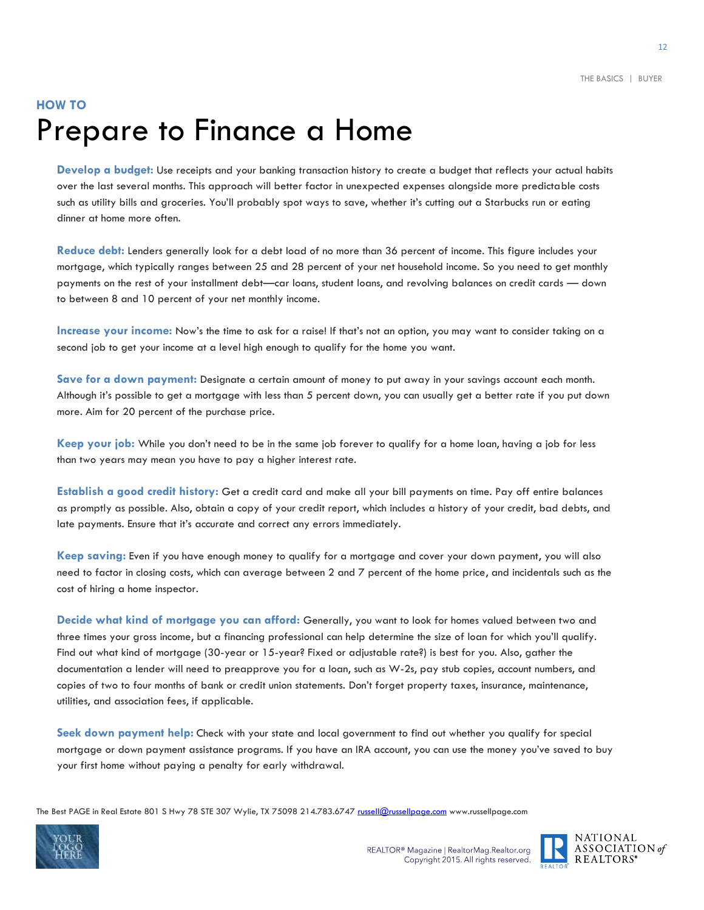HOW TO

# Prepare to Finance a Home

**Develop a budget:** Use receipts and your banking transaction history to create a budget that reflects your actual habits over the last several months. This approach will better factor in unexpected expenses alongside more predictable costs such as utility bills and groceries. You'll probably spot ways to save, whether it's cutting out a Starbucks run or eating dinner at home more often.

**Reduce debt:** Lenders generally look for a debt load of no more than 36 percent of income. This figure includes your mortgage, which typically ranges between 25 and 28 percent of your net household income. So you need to get monthly payments on the rest of your installment debt—car loans, student loans, and revolving balances on credit cards — down to between 8 and 10 percent of your net monthly income.

**Increase your income:** Now's the time to ask for a raise! If that's not an option, you may want to consider taking on a second job to get your income at a level high enough to qualify for the home you want.

**Save for a down payment:** Designate a certain amount of money to put away in your savings account each month. Although it's possible to get a mortgage with less than 5 percent down, you can usually get a better rate if you put down more. Aim for 20 percent of the purchase price.

**Keep your job:** While you don't need to be in the same job forever to qualify for a home loan, having a job for less than two years may mean you have to pay a higher interest rate.

**Establish a good credit history:** Get a credit card and make all your bill payments on time. Pay off entire balances as promptly as possible. Also, obtain a copy of your credit report, which includes a history of your credit, bad debts, and late payments. Ensure that it's accurate and correct any errors immediately.

**Keep saving:** Even if you have enough money to qualify for a mortgage and cover your down payment, you will also need to factor in closing costs, which can average between 2 and 7 percent of the home price, and incidentals such as the cost of hiring a home inspector.

**Decide what kind of mortgage you can afford:** Generally, you want to look for homes valued between two and three times your gross income, but a financing professional can help determine the size of loan for which you'll qualify. Find out what kind of mortgage (30-year or 15-year? Fixed or adjustable rate?) is best for you. Also, gather the documentation a lender will need to preapprove you for a loan, such as W-2s, pay stub copies, account numbers, and copies of two to four months of bank or credit union statements. Don't forget property taxes, insurance, maintenance, utilities, and association fees, if applicable.

**Seek down payment help:** Check with your state and local government to find out whether you qualify for special mortgage or down payment assistance programs. If you have an IRA account, you can use the money you've saved to buy your first home without paying a penalty for early withdrawal.

The Best PAGE in Real Estate 801 S Hwy 78 STE 307 Wylie, TX 75098 214.783.6747 russell@russellpage.com www.russellpage.com

REALTOR® Magazine | RealtorMag.Realtor.org
Copyright 2015. All rights reserved.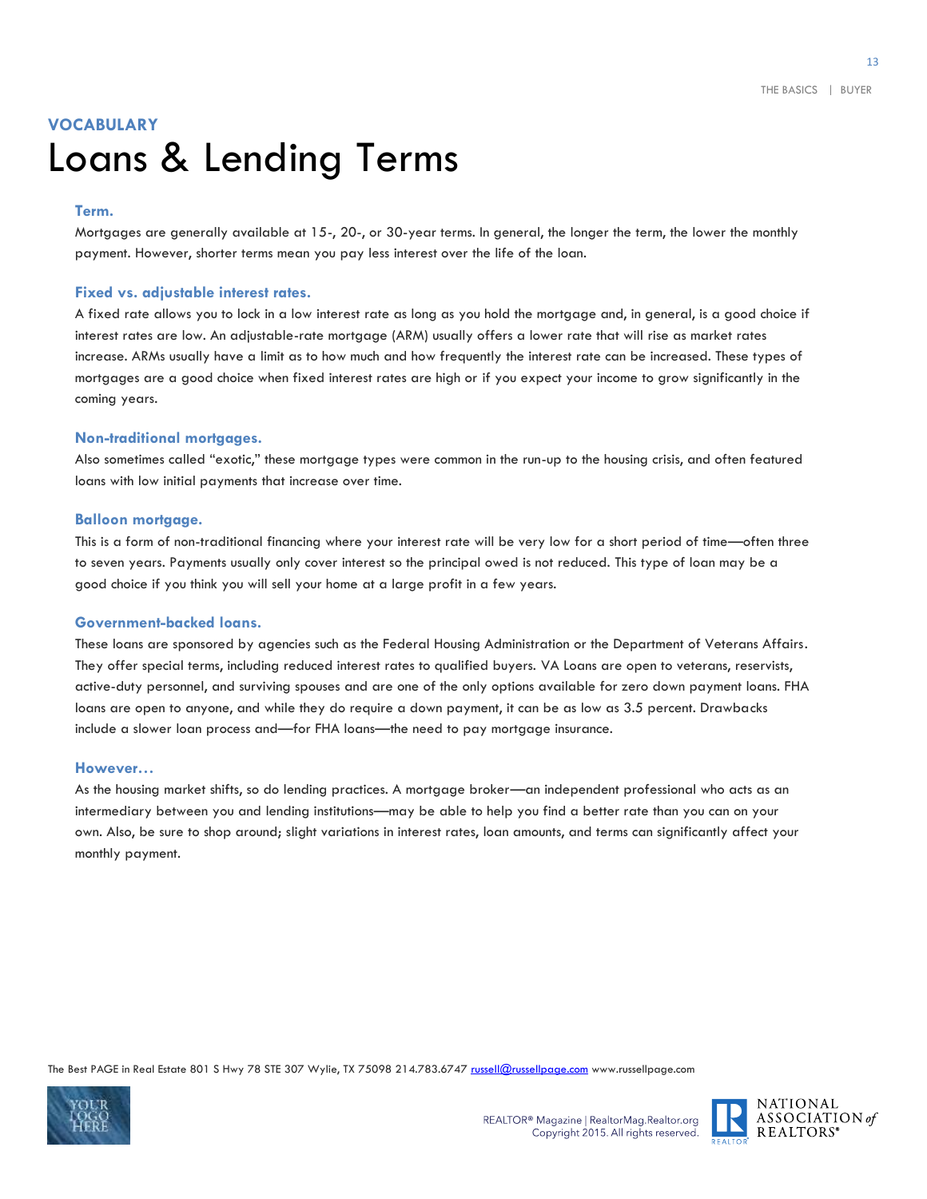**VOCABULARY**

# Loans & Lending Terms

### Term.

Mortgages are generally available at 15-, 20-, or 30-year terms. In general, the longer the term, the lower the monthly payment. However, shorter terms mean you pay less interest over the life of the loan.

### Fixed vs. adjustable interest rates.

A fixed rate allows you to lock in a low interest rate as long as you hold the mortgage and, in general, is a good choice if interest rates are low. An adjustable-rate mortgage (ARM) usually offers a lower rate that will rise as market rates increase. ARMs usually have a limit as to how much and how frequently the interest rate can be increased. These types of mortgages are a good choice when fixed interest rates are high or if you expect your income to grow significantly in the coming years.

### Non-traditional mortgages.

Also sometimes called "exotic," these mortgage types were common in the run-up to the housing crisis, and often featured loans with low initial payments that increase over time.

### Balloon mortgage.

This is a form of non-traditional financing where your interest rate will be very low for a short period of time—often three to seven years. Payments usually only cover interest so the principal owed is not reduced. This type of loan may be a good choice if you think you will sell your home at a large profit in a few years.

### Government-backed loans.

These loans are sponsored by agencies such as the Federal Housing Administration or the Department of Veterans Affairs. They offer special terms, including reduced interest rates to qualified buyers. VA Loans are open to veterans, reservists, active-duty personnel, and surviving spouses and are one of the only options available for zero down payment loans. FHA loans are open to anyone, and while they do require a down payment, it can be as low as 3.5 percent. Drawbacks include a slower loan process and—for FHA loans—the need to pay mortgage insurance.

### However…

As the housing market shifts, so do lending practices. A mortgage broker—an independent professional who acts as an intermediary between you and lending institutions—may be able to help you find a better rate than you can on your own. Also, be sure to shop around; slight variations in interest rates, loan amounts, and terms can significantly affect your monthly payment.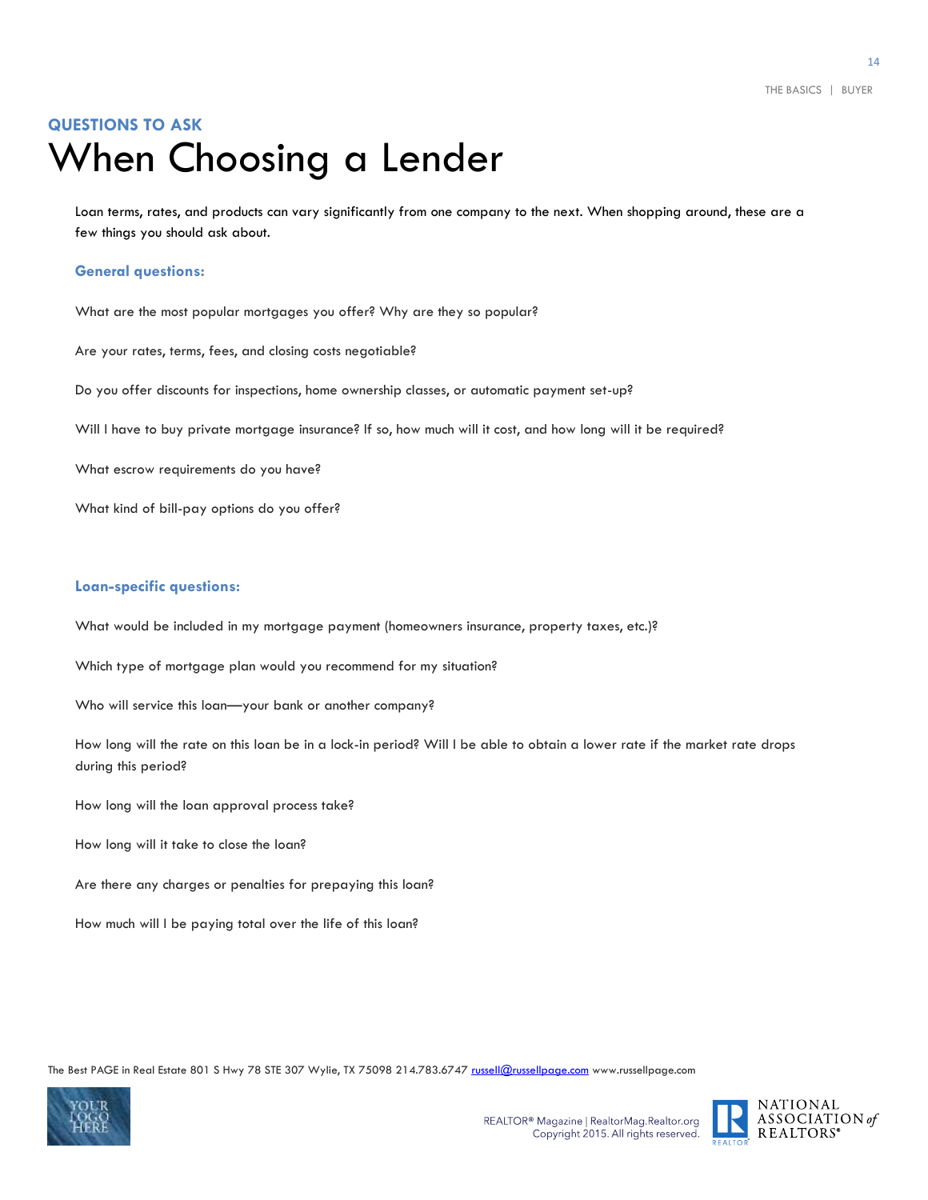**QUESTIONS TO ASK**

# When Choosing a Lender

Loan terms, rates, and products can vary significantly from one company to the next. When shopping around, these are a few things you should ask about.

### General questions:

What are the most popular mortgages you offer? Why are they so popular?

Are your rates, terms, fees, and closing costs negotiable?

Do you offer discounts for inspections, home ownership classes, or automatic payment set-up?

Will I have to buy private mortgage insurance? If so, how much will it cost, and how long will it be required?

What escrow requirements do you have?

What kind of bill-pay options do you offer?

### Loan-specific questions:

What would be included in my mortgage payment (homeowners insurance, property taxes, etc.)?

Which type of mortgage plan would you recommend for my situation?

Who will service this loan—your bank or another company?

How long will the rate on this loan be in a lock-in period? Will I be able to obtain a lower rate if the market rate drops during this period?

How long will the loan approval process take?

How long will it take to close the loan?

Are there any charges or penalties for prepaying this loan?

How much will I be paying total over the life of this loan?

The Best PAGE in Real Estate 801 S Hwy 78 STE 307 Wylie, TX 75098 214.783.6747 russell@russellpage.com www.russellpage.com

REALTOR® Magazine | RealtorMag.Realtor.org
Copyright 2015. All rights reserved.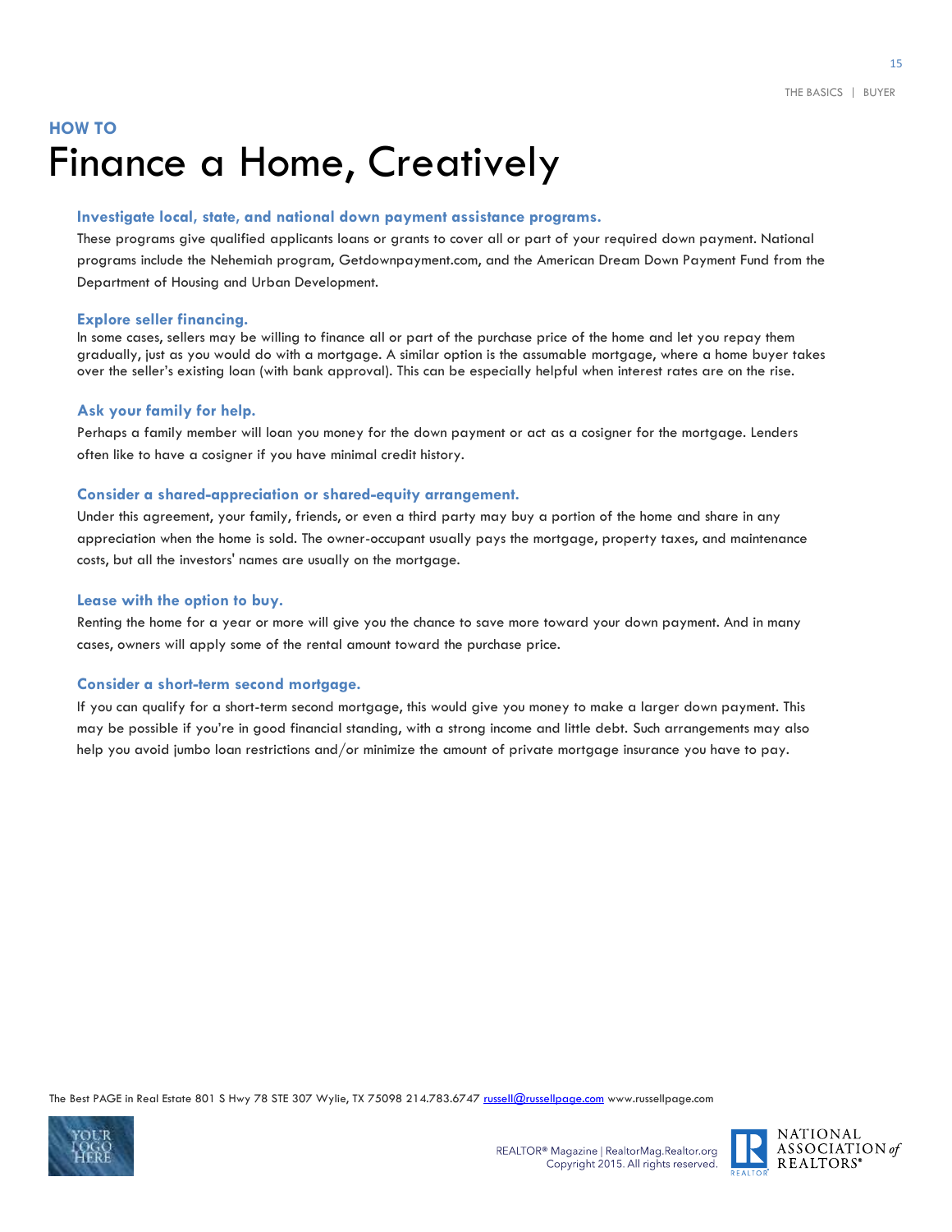HOW TO

# Finance a Home, Creatively

### Investigate local, state, and national down payment assistance programs.

These programs give qualified applicants loans or grants to cover all or part of your required down payment. National programs include the Nehemiah program, Getdownpayment.com, and the American Dream Down Payment Fund from the Department of Housing and Urban Development.

### Explore seller financing.

In some cases, sellers may be willing to finance all or part of the purchase price of the home and let you repay them gradually, just as you would do with a mortgage. A similar option is the assumable mortgage, where a home buyer takes over the seller's existing loan (with bank approval). This can be especially helpful when interest rates are on the rise.

### Ask your family for help.

Perhaps a family member will loan you money for the down payment or act as a cosigner for the mortgage. Lenders often like to have a cosigner if you have minimal credit history.

### Consider a shared-appreciation or shared-equity arrangement.

Under this agreement, your family, friends, or even a third party may buy a portion of the home and share in any appreciation when the home is sold. The owner-occupant usually pays the mortgage, property taxes, and maintenance costs, but all the investors' names are usually on the mortgage.

### Lease with the option to buy.

Renting the home for a year or more will give you the chance to save more toward your down payment. And in many cases, owners will apply some of the rental amount toward the purchase price.

### Consider a short-term second mortgage.

If you can qualify for a short-term second mortgage, this would give you money to make a larger down payment. This may be possible if you're in good financial standing, with a strong income and little debt. Such arrangements may also help you avoid jumbo loan restrictions and/or minimize the amount of private mortgage insurance you have to pay.

The Best PAGE in Real Estate 801 S Hwy 78 STE 307 Wylie, TX 75098 214.783.6747 russell@russellpage.com www.russellpage.com

REALTOR® Magazine | RealtorMag.Realtor.org
Copyright 2015. All rights reserved.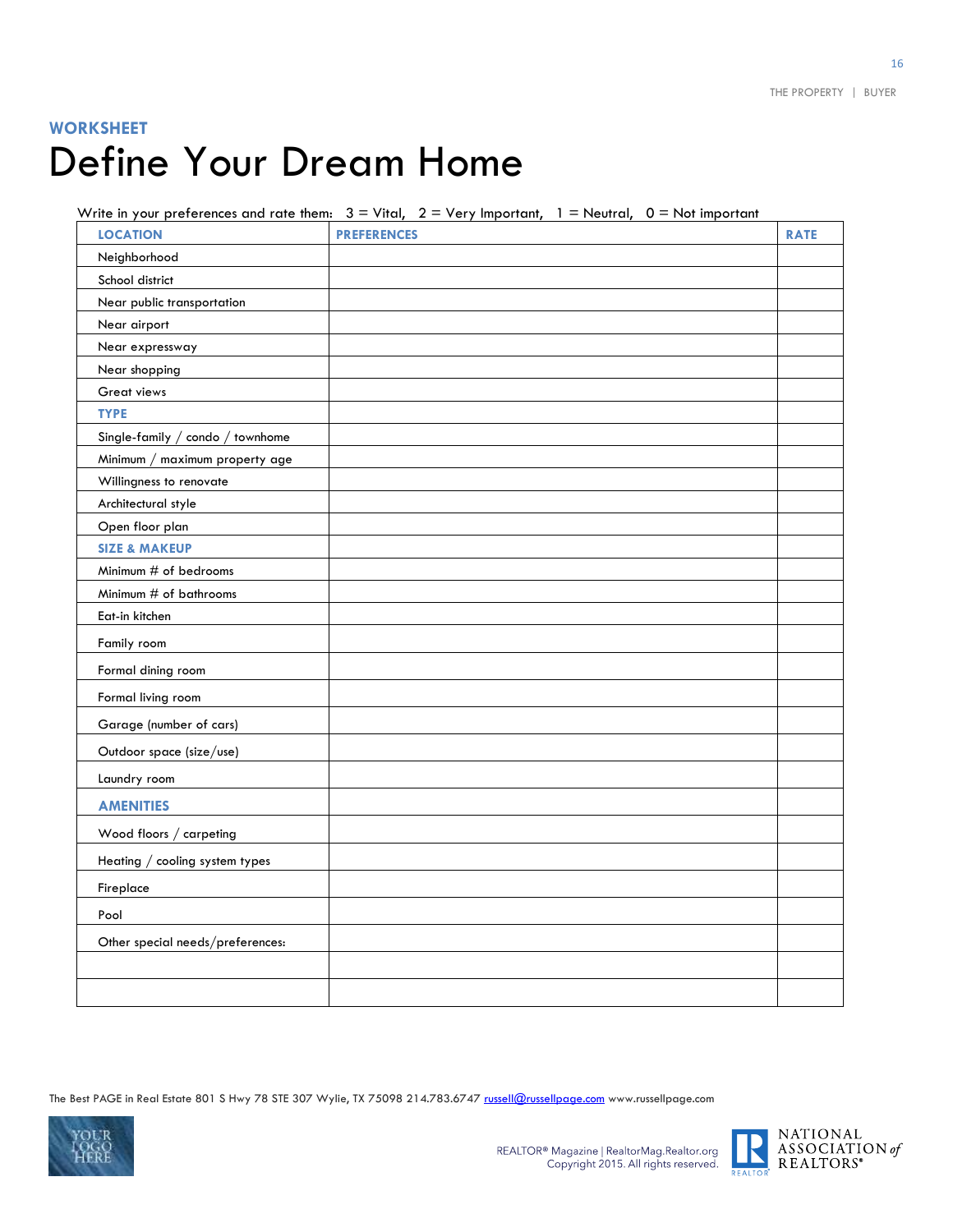## WORKSHEET

# Define Your Dream Home

Write in your preferences and rate them: 3 = Vital, 2 = Very Important, 1 = Neutral, 0 = Not important

| LOCATION | PREFERENCES | RATE |
|---|---|---|
| Neighborhood | | |
| School district | | |
| Near public transportation | | |
| Near airport | | |
| Near expressway | | |
| Near shopping | | |
| Great views | | |
| **TYPE** | | |
| Single-family / condo / townhome | | |
| Minimum / maximum property age | | |
| Willingness to renovate | | |
| Architectural style | | |
| Open floor plan | | |
| **SIZE & MAKEUP** | | |
| Minimum # of bedrooms | | |
| Minimum # of bathrooms | | |
| Eat-in kitchen | | |
| Family room | | |
| Formal dining room | | |
| Formal living room | | |
| Garage (number of cars) | | |
| Outdoor space (size/use) | | |
| Laundry room | | |
| **AMENITIES** | | |
| Wood floors / carpeting | | |
| Heating / cooling system types | | |
| Fireplace | | |
| Pool | | |
| Other special needs/preferences: | | |
| | | |
| | | |

The Best PAGE in Real Estate 801 S Hwy 78 STE 307 Wylie, TX 75098 214.783.6747 russell@russellpage.com www.russellpage.com

REALTOR® Magazine | RealtorMag.Realtor.org
Copyright 2015. All rights reserved.

NATIONAL ASSOCIATION of REALTORS®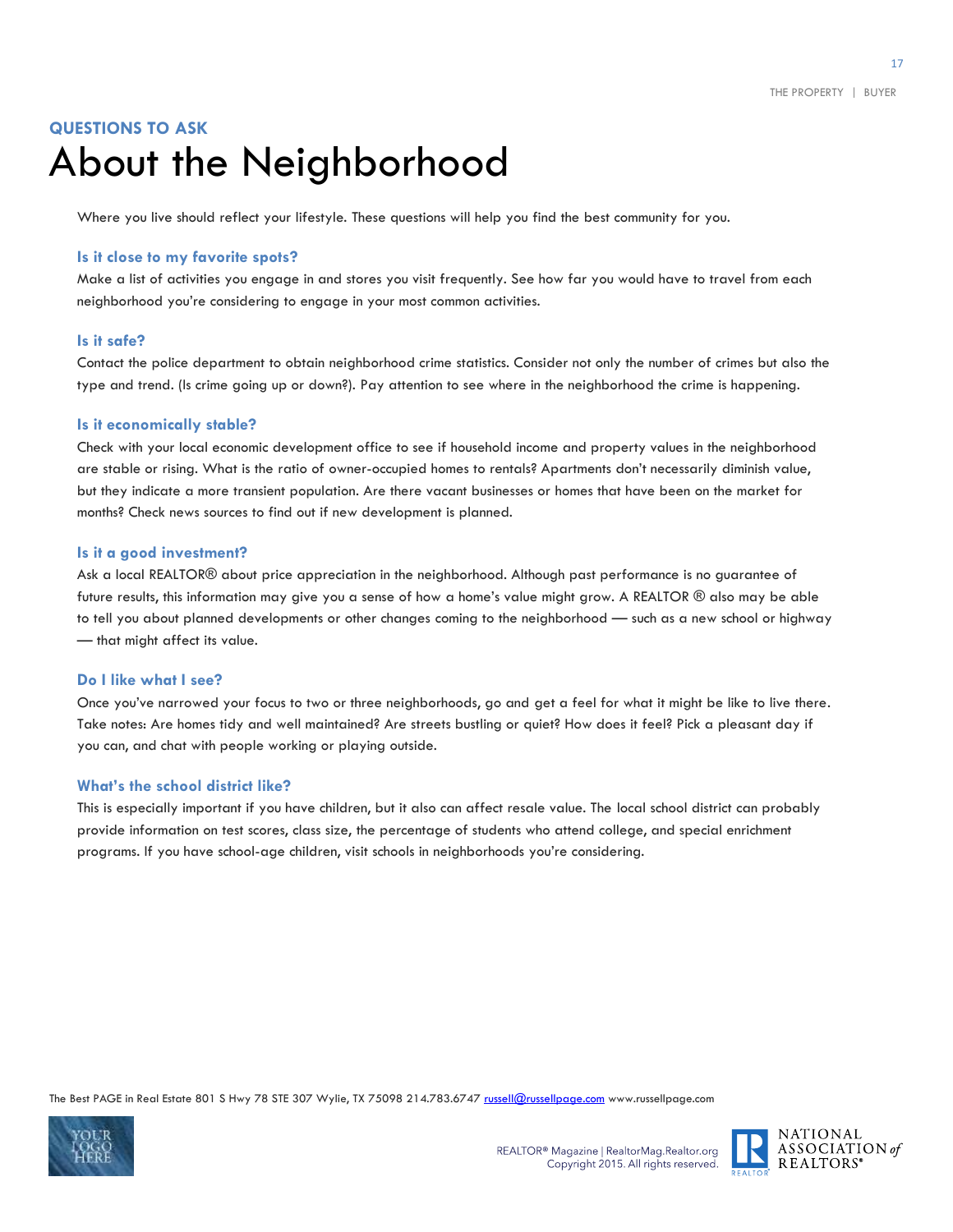### QUESTIONS TO ASK

# About the Neighborhood

Where you live should reflect your lifestyle. These questions will help you find the best community for you.

### Is it close to my favorite spots?

Make a list of activities you engage in and stores you visit frequently. See how far you would have to travel from each neighborhood you're considering to engage in your most common activities.

### Is it safe?

Contact the police department to obtain neighborhood crime statistics. Consider not only the number of crimes but also the type and trend. (Is crime going up or down?). Pay attention to see where in the neighborhood the crime is happening.

### Is it economically stable?

Check with your local economic development office to see if household income and property values in the neighborhood are stable or rising. What is the ratio of owner-occupied homes to rentals? Apartments don't necessarily diminish value, but they indicate a more transient population. Are there vacant businesses or homes that have been on the market for months? Check news sources to find out if new development is planned.

### Is it a good investment?

Ask a local REALTOR® about price appreciation in the neighborhood. Although past performance is no guarantee of future results, this information may give you a sense of how a home's value might grow. A REALTOR ® also may be able to tell you about planned developments or other changes coming to the neighborhood — such as a new school or highway — that might affect its value.

### Do I like what I see?

Once you've narrowed your focus to two or three neighborhoods, go and get a feel for what it might be like to live there. Take notes: Are homes tidy and well maintained? Are streets bustling or quiet? How does it feel? Pick a pleasant day if you can, and chat with people working or playing outside.

### What's the school district like?

This is especially important if you have children, but it also can affect resale value. The local school district can probably provide information on test scores, class size, the percentage of students who attend college, and special enrichment programs. If you have school-age children, visit schools in neighborhoods you're considering.

The Best PAGE in Real Estate 801 S Hwy 78 STE 307 Wylie, TX 75098 214.783.6747 russell@russellpage.com www.russellpage.com

REALTOR® Magazine | RealtorMag.Realtor.org
Copyright 2015. All rights reserved.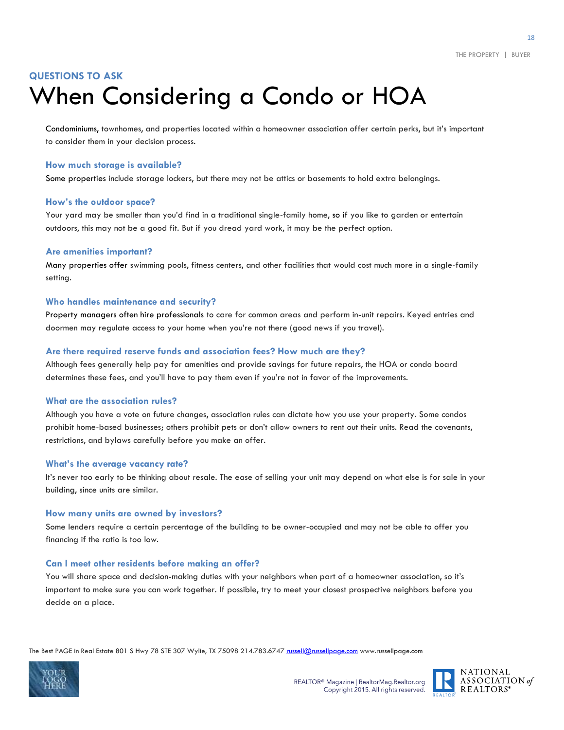QUESTIONS TO ASK

# When Considering a Condo or HOA

Condominiums, townhomes, and properties located within a homeowner association offer certain perks, but it's important to consider them in your decision process.

### How much storage is available?

Some properties include storage lockers, but there may not be attics or basements to hold extra belongings.

### How's the outdoor space?

Your yard may be smaller than you'd find in a traditional single-family home, so if you like to garden or entertain outdoors, this may not be a good fit. But if you dread yard work, it may be the perfect option.

### Are amenities important?

Many properties offer swimming pools, fitness centers, and other facilities that would cost much more in a single-family setting.

### Who handles maintenance and security?

Property managers often hire professionals to care for common areas and perform in-unit repairs. Keyed entries and doormen may regulate access to your home when you're not there (good news if you travel).

### Are there required reserve funds and association fees? How much are they?

Although fees generally help pay for amenities and provide savings for future repairs, the HOA or condo board determines these fees, and you'll have to pay them even if you're not in favor of the improvements.

### What are the association rules?

Although you have a vote on future changes, association rules can dictate how you use your property. Some condos prohibit home-based businesses; others prohibit pets or don't allow owners to rent out their units. Read the covenants, restrictions, and bylaws carefully before you make an offer.

### What's the average vacancy rate?

It's never too early to be thinking about resale. The ease of selling your unit may depend on what else is for sale in your building, since units are similar.

### How many units are owned by investors?

Some lenders require a certain percentage of the building to be owner-occupied and may not be able to offer you financing if the ratio is too low.

### Can I meet other residents before making an offer?

You will share space and decision-making duties with your neighbors when part of a homeowner association, so it's important to make sure you can work together. If possible, try to meet your closest prospective neighbors before you decide on a place.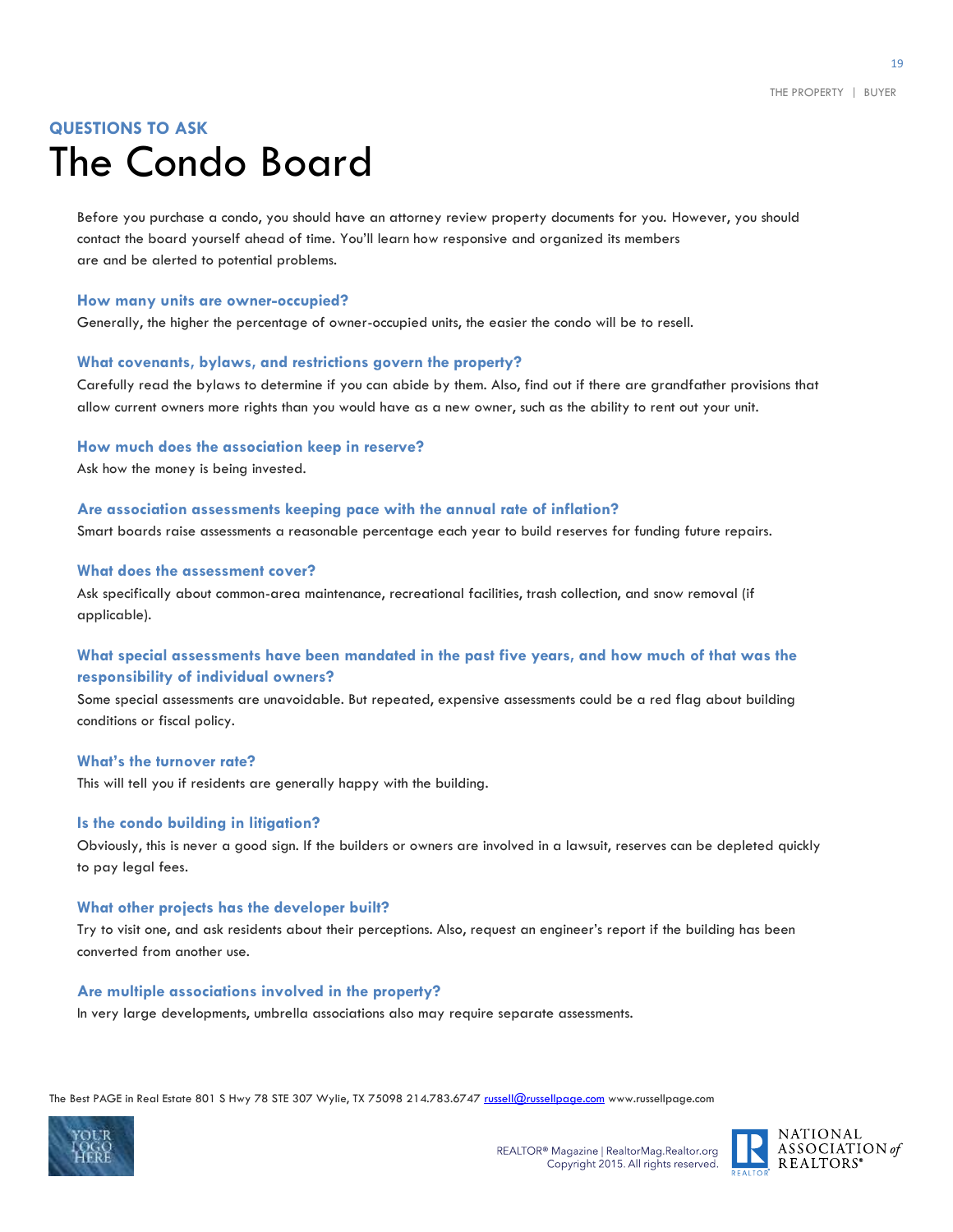**QUESTIONS TO ASK**

# The Condo Board

Before you purchase a condo, you should have an attorney review property documents for you. However, you should contact the board yourself ahead of time. You'll learn how responsive and organized its members are and be alerted to potential problems.

### How many units are owner-occupied?

Generally, the higher the percentage of owner-occupied units, the easier the condo will be to resell.

### What covenants, bylaws, and restrictions govern the property?

Carefully read the bylaws to determine if you can abide by them. Also, find out if there are grandfather provisions that allow current owners more rights than you would have as a new owner, such as the ability to rent out your unit.

### How much does the association keep in reserve?

Ask how the money is being invested.

### Are association assessments keeping pace with the annual rate of inflation?

Smart boards raise assessments a reasonable percentage each year to build reserves for funding future repairs.

### What does the assessment cover?

Ask specifically about common-area maintenance, recreational facilities, trash collection, and snow removal (if applicable).

### What special assessments have been mandated in the past five years, and how much of that was the responsibility of individual owners?

Some special assessments are unavoidable. But repeated, expensive assessments could be a red flag about building conditions or fiscal policy.

### What's the turnover rate?

This will tell you if residents are generally happy with the building.

### Is the condo building in litigation?

Obviously, this is never a good sign. If the builders or owners are involved in a lawsuit, reserves can be depleted quickly to pay legal fees.

### What other projects has the developer built?

Try to visit one, and ask residents about their perceptions. Also, request an engineer's report if the building has been converted from another use.

### Are multiple associations involved in the property?

In very large developments, umbrella associations also may require separate assessments.

The Best PAGE in Real Estate 801 S Hwy 78 STE 307 Wylie, TX 75098 214.783.6747 russell@russellpage.com www.russellpage.com

REALTOR® Magazine | RealtorMag.Realtor.org
Copyright 2015. All rights reserved.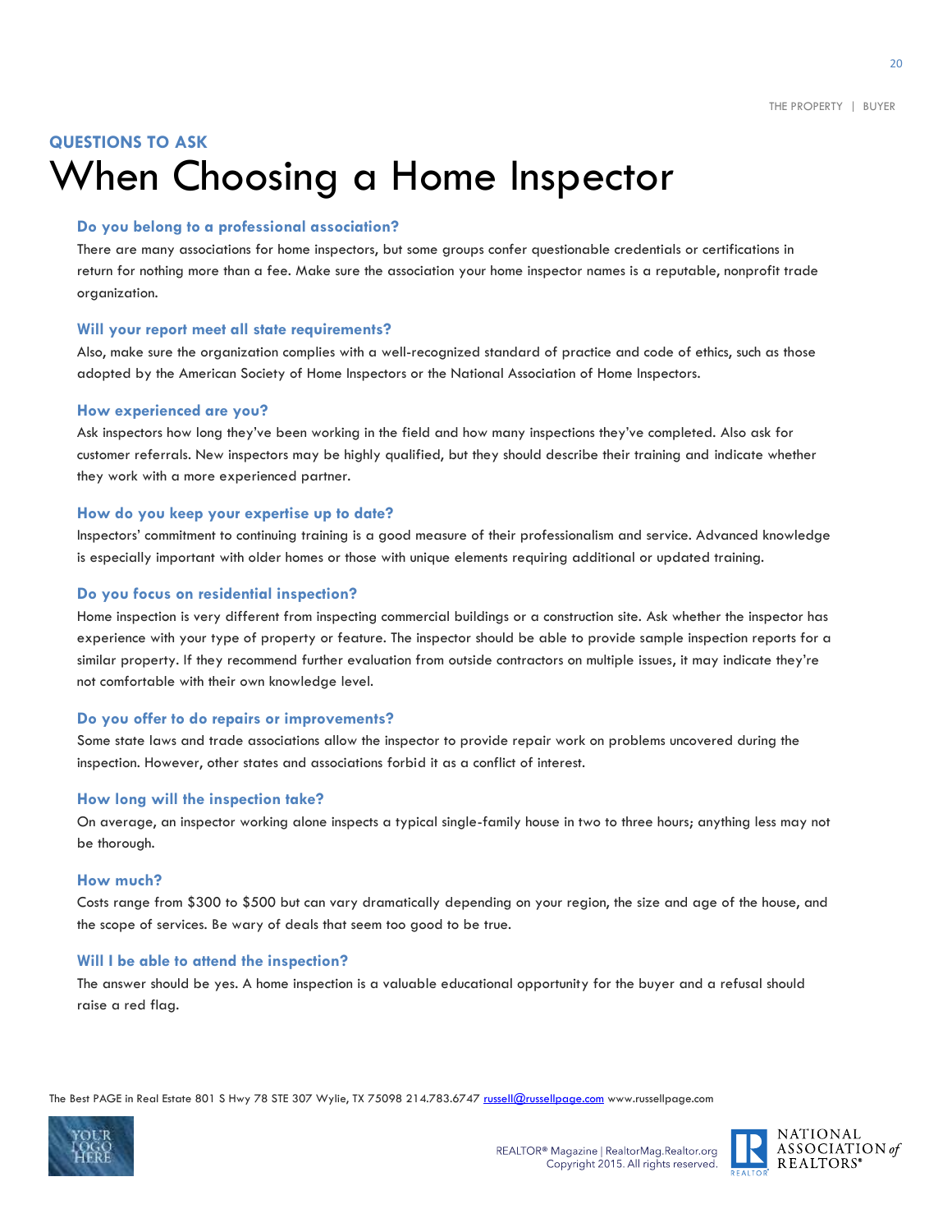## QUESTIONS TO ASK

# When Choosing a Home Inspector

### Do you belong to a professional association?

There are many associations for home inspectors, but some groups confer questionable credentials or certifications in return for nothing more than a fee. Make sure the association your home inspector names is a reputable, nonprofit trade organization.

### Will your report meet all state requirements?

Also, make sure the organization complies with a well-recognized standard of practice and code of ethics, such as those adopted by the American Society of Home Inspectors or the National Association of Home Inspectors.

### How experienced are you?

Ask inspectors how long they've been working in the field and how many inspections they've completed. Also ask for customer referrals. New inspectors may be highly qualified, but they should describe their training and indicate whether they work with a more experienced partner.

### How do you keep your expertise up to date?

Inspectors' commitment to continuing training is a good measure of their professionalism and service. Advanced knowledge is especially important with older homes or those with unique elements requiring additional or updated training.

### Do you focus on residential inspection?

Home inspection is very different from inspecting commercial buildings or a construction site. Ask whether the inspector has experience with your type of property or feature. The inspector should be able to provide sample inspection reports for a similar property. If they recommend further evaluation from outside contractors on multiple issues, it may indicate they're not comfortable with their own knowledge level.

### Do you offer to do repairs or improvements?

Some state laws and trade associations allow the inspector to provide repair work on problems uncovered during the inspection. However, other states and associations forbid it as a conflict of interest.

### How long will the inspection take?

On average, an inspector working alone inspects a typical single-family house in two to three hours; anything less may not be thorough.

### How much?

Costs range from $300 to $500 but can vary dramatically depending on your region, the size and age of the house, and the scope of services. Be wary of deals that seem too good to be true.

### Will I be able to attend the inspection?

The answer should be yes. A home inspection is a valuable educational opportunity for the buyer and a refusal should raise a red flag.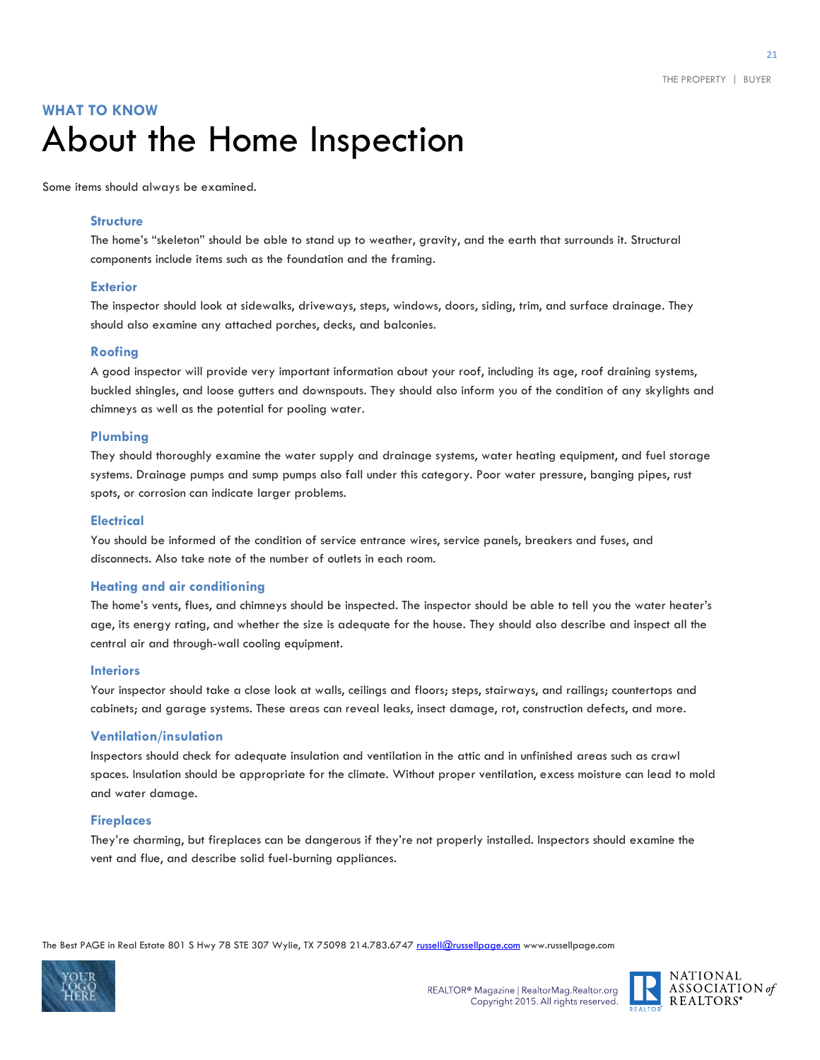**WHAT TO KNOW**

# About the Home Inspection

Some items should always be examined.

### Structure

The home's "skeleton" should be able to stand up to weather, gravity, and the earth that surrounds it. Structural components include items such as the foundation and the framing.

### Exterior

The inspector should look at sidewalks, driveways, steps, windows, doors, siding, trim, and surface drainage. They should also examine any attached porches, decks, and balconies.

### Roofing

A good inspector will provide very important information about your roof, including its age, roof draining systems, buckled shingles, and loose gutters and downspouts. They should also inform you of the condition of any skylights and chimneys as well as the potential for pooling water.

### Plumbing

They should thoroughly examine the water supply and drainage systems, water heating equipment, and fuel storage systems. Drainage pumps and sump pumps also fall under this category. Poor water pressure, banging pipes, rust spots, or corrosion can indicate larger problems.

### Electrical

You should be informed of the condition of service entrance wires, service panels, breakers and fuses, and disconnects. Also take note of the number of outlets in each room.

### Heating and air conditioning

The home's vents, flues, and chimneys should be inspected. The inspector should be able to tell you the water heater's age, its energy rating, and whether the size is adequate for the house. They should also describe and inspect all the central air and through-wall cooling equipment.

### Interiors

Your inspector should take a close look at walls, ceilings and floors; steps, stairways, and railings; countertops and cabinets; and garage systems. These areas can reveal leaks, insect damage, rot, construction defects, and more.

### Ventilation/insulation

Inspectors should check for adequate insulation and ventilation in the attic and in unfinished areas such as crawl spaces. Insulation should be appropriate for the climate. Without proper ventilation, excess moisture can lead to mold and water damage.

### Fireplaces

They're charming, but fireplaces can be dangerous if they're not properly installed. Inspectors should examine the vent and flue, and describe solid fuel-burning appliances.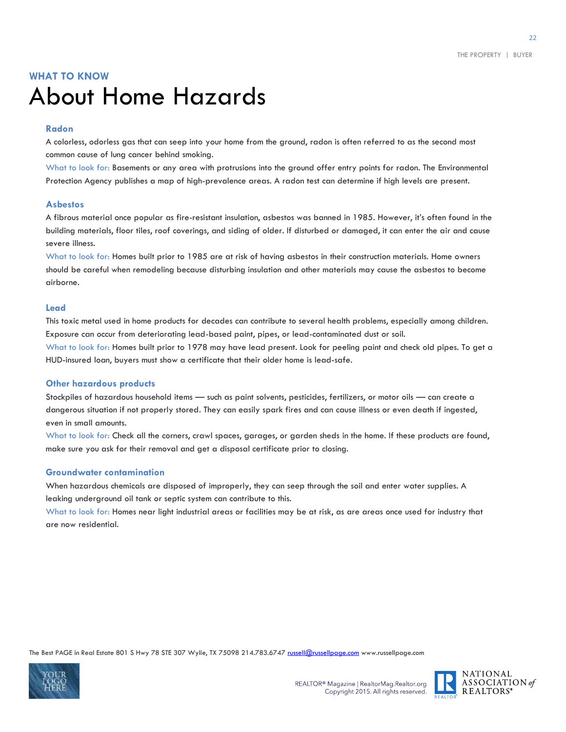## WHAT TO KNOW

# About Home Hazards

### Radon

A colorless, odorless gas that can seep into your home from the ground, radon is often referred to as the second most common cause of lung cancer behind smoking.

What to look for: Basements or any area with protrusions into the ground offer entry points for radon. The Environmental Protection Agency publishes a map of high-prevalence areas. A radon test can determine if high levels are present.

### Asbestos

A fibrous material once popular as fire-resistant insulation, asbestos was banned in 1985. However, it's often found in the building materials, floor tiles, roof coverings, and siding of older. If disturbed or damaged, it can enter the air and cause severe illness.

What to look for: Homes built prior to 1985 are at risk of having asbestos in their construction materials. Home owners should be careful when remodeling because disturbing insulation and other materials may cause the asbestos to become airborne.

### Lead

This toxic metal used in home products for decades can contribute to several health problems, especially among children. Exposure can occur from deteriorating lead-based paint, pipes, or lead-contaminated dust or soil.

What to look for: Homes built prior to 1978 may have lead present. Look for peeling paint and check old pipes. To get a HUD-insured loan, buyers must show a certificate that their older home is lead-safe.

### Other hazardous products

Stockpiles of hazardous household items — such as paint solvents, pesticides, fertilizers, or motor oils — can create a dangerous situation if not properly stored. They can easily spark fires and can cause illness or even death if ingested, even in small amounts.

What to look for: Check all the corners, crawl spaces, garages, or garden sheds in the home. If these products are found, make sure you ask for their removal and get a disposal certificate prior to closing.

### Groundwater contamination

When hazardous chemicals are disposed of improperly, they can seep through the soil and enter water supplies. A leaking underground oil tank or septic system can contribute to this.

What to look for: Homes near light industrial areas or facilities may be at risk, as are areas once used for industry that are now residential.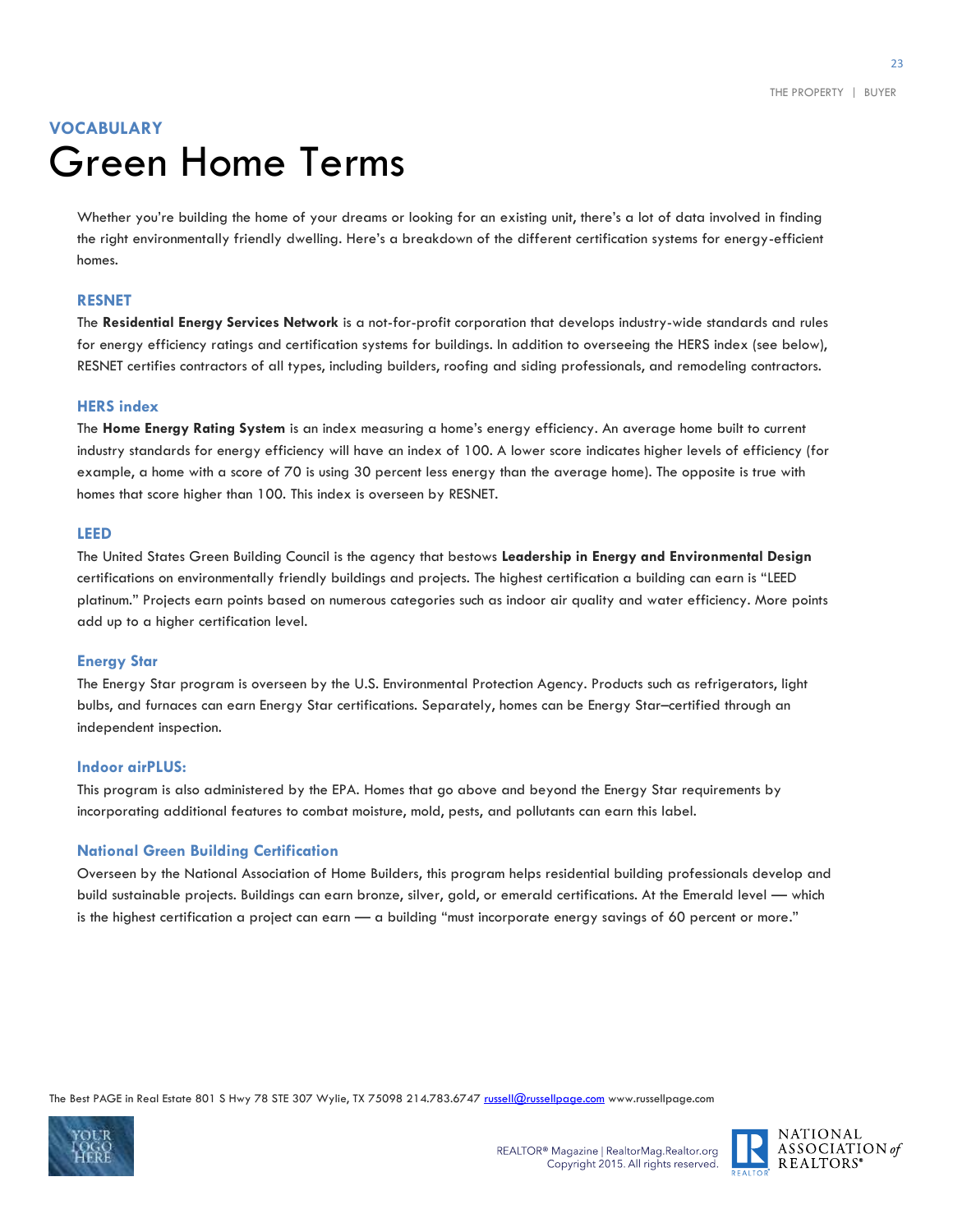**VOCABULARY**

# Green Home Terms

Whether you're building the home of your dreams or looking for an existing unit, there's a lot of data involved in finding the right environmentally friendly dwelling. Here's a breakdown of the different certification systems for energy-efficient homes.

### RESNET

The **Residential Energy Services Network** is a not-for-profit corporation that develops industry-wide standards and rules for energy efficiency ratings and certification systems for buildings. In addition to overseeing the HERS index (see below), RESNET certifies contractors of all types, including builders, roofing and siding professionals, and remodeling contractors.

### HERS index

The **Home Energy Rating System** is an index measuring a home's energy efficiency. An average home built to current industry standards for energy efficiency will have an index of 100. A lower score indicates higher levels of efficiency (for example, a home with a score of 70 is using 30 percent less energy than the average home). The opposite is true with homes that score higher than 100. This index is overseen by RESNET.

### LEED

The United States Green Building Council is the agency that bestows **Leadership in Energy and Environmental Design** certifications on environmentally friendly buildings and projects. The highest certification a building can earn is "LEED platinum." Projects earn points based on numerous categories such as indoor air quality and water efficiency. More points add up to a higher certification level.

### Energy Star

The Energy Star program is overseen by the U.S. Environmental Protection Agency. Products such as refrigerators, light bulbs, and furnaces can earn Energy Star certifications. Separately, homes can be Energy Star–certified through an independent inspection.

### Indoor airPLUS:

This program is also administered by the EPA. Homes that go above and beyond the Energy Star requirements by incorporating additional features to combat moisture, mold, pests, and pollutants can earn this label.

### National Green Building Certification

Overseen by the National Association of Home Builders, this program helps residential building professionals develop and build sustainable projects. Buildings can earn bronze, silver, gold, or emerald certifications. At the Emerald level — which is the highest certification a project can earn — a building "must incorporate energy savings of 60 percent or more."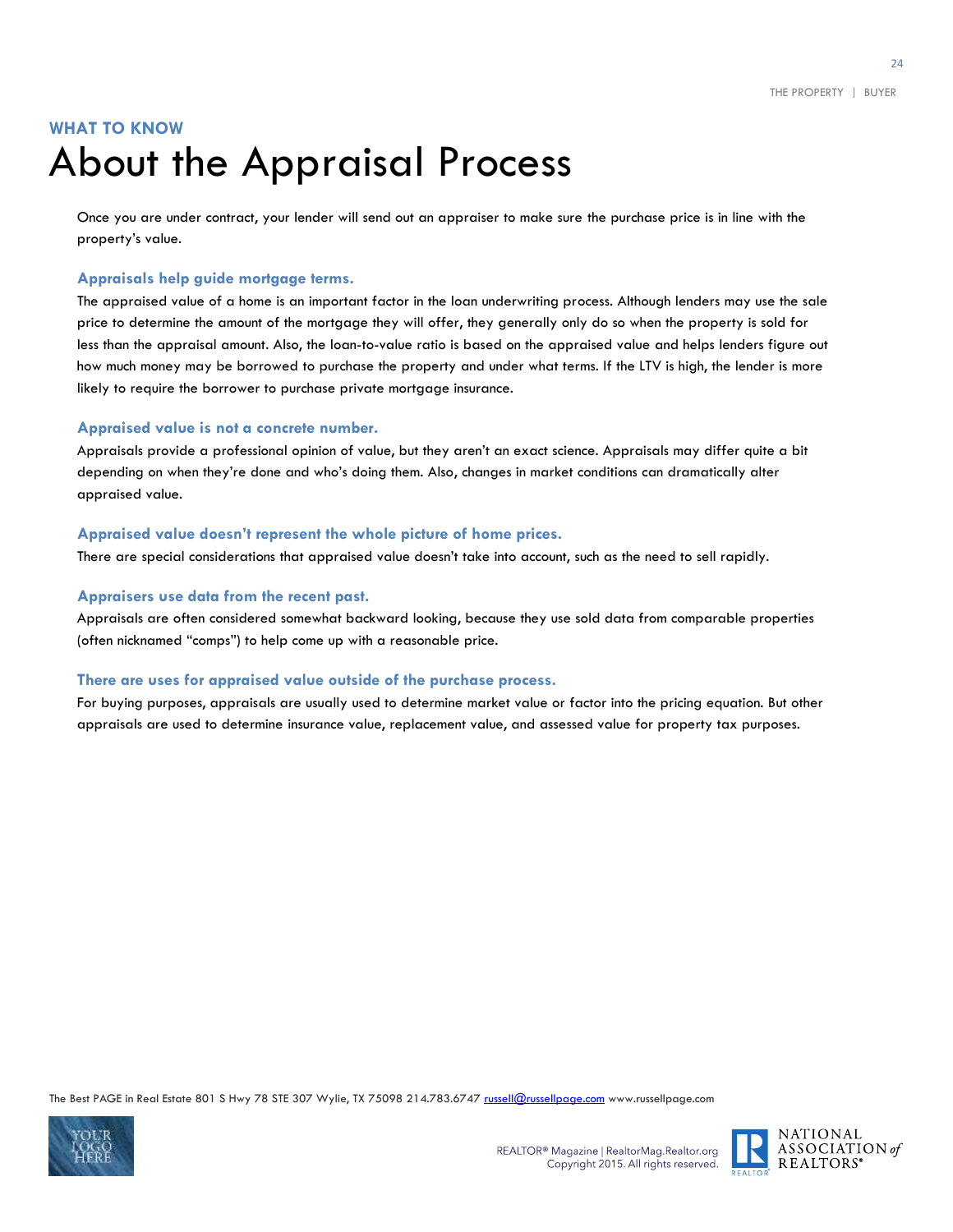## WHAT TO KNOW

# About the Appraisal Process

Once you are under contract, your lender will send out an appraiser to make sure the purchase price is in line with the property's value.

### Appraisals help guide mortgage terms.

The appraised value of a home is an important factor in the loan underwriting process. Although lenders may use the sale price to determine the amount of the mortgage they will offer, they generally only do so when the property is sold for less than the appraisal amount. Also, the loan-to-value ratio is based on the appraised value and helps lenders figure out how much money may be borrowed to purchase the property and under what terms. If the LTV is high, the lender is more likely to require the borrower to purchase private mortgage insurance.

### Appraised value is not a concrete number.

Appraisals provide a professional opinion of value, but they aren't an exact science. Appraisals may differ quite a bit depending on when they're done and who's doing them. Also, changes in market conditions can dramatically alter appraised value.

### Appraised value doesn't represent the whole picture of home prices.

There are special considerations that appraised value doesn't take into account, such as the need to sell rapidly.

### Appraisers use data from the recent past.

Appraisals are often considered somewhat backward looking, because they use sold data from comparable properties (often nicknamed "comps") to help come up with a reasonable price.

### There are uses for appraised value outside of the purchase process.

For buying purposes, appraisals are usually used to determine market value or factor into the pricing equation. But other appraisals are used to determine insurance value, replacement value, and assessed value for property tax purposes.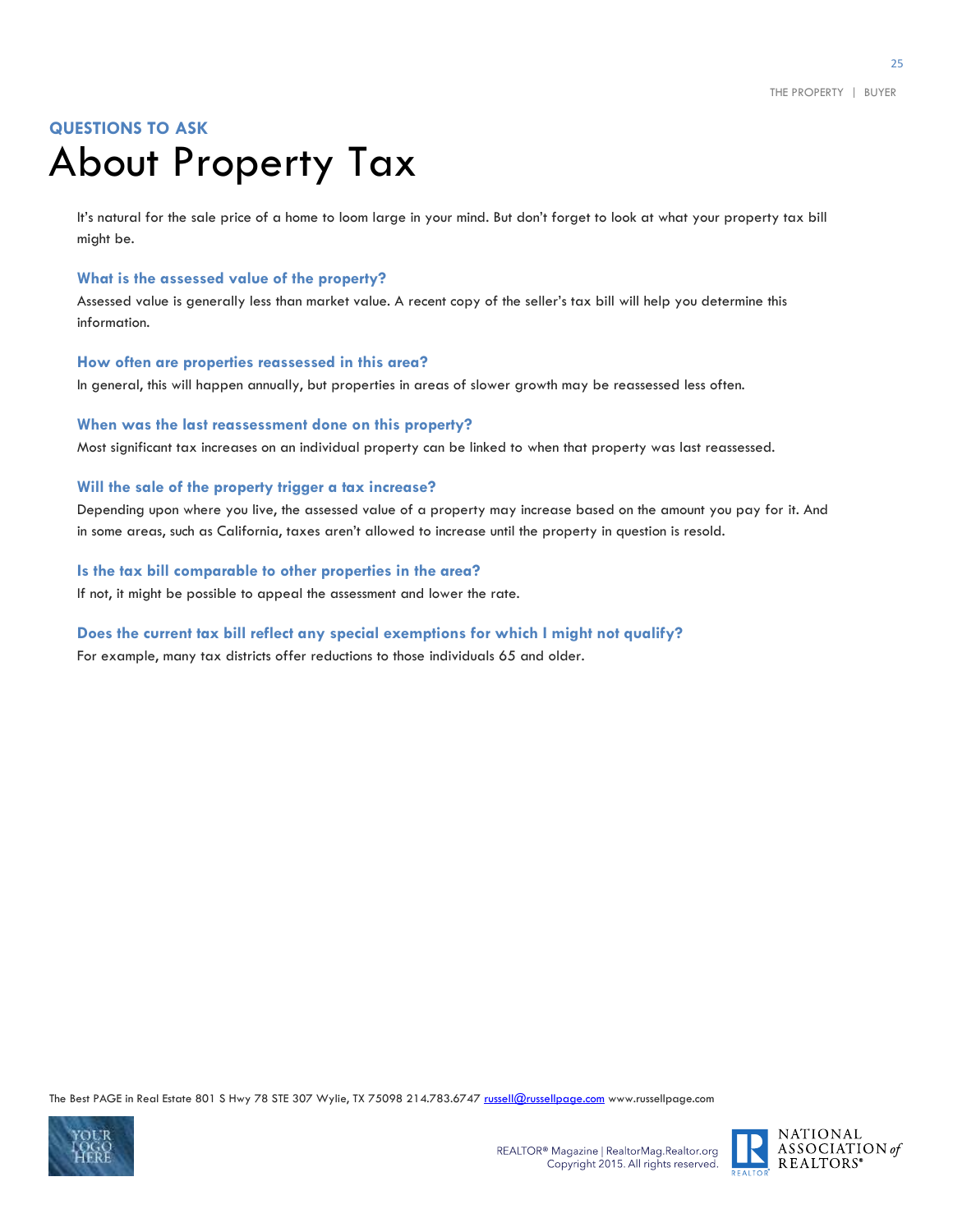QUESTIONS TO ASK

# About Property Tax

It's natural for the sale price of a home to loom large in your mind. But don't forget to look at what your property tax bill might be.

### What is the assessed value of the property?

Assessed value is generally less than market value. A recent copy of the seller's tax bill will help you determine this information.

### How often are properties reassessed in this area?

In general, this will happen annually, but properties in areas of slower growth may be reassessed less often.

### When was the last reassessment done on this property?

Most significant tax increases on an individual property can be linked to when that property was last reassessed.

### Will the sale of the property trigger a tax increase?

Depending upon where you live, the assessed value of a property may increase based on the amount you pay for it. And in some areas, such as California, taxes aren't allowed to increase until the property in question is resold.

### Is the tax bill comparable to other properties in the area?

If not, it might be possible to appeal the assessment and lower the rate.

### Does the current tax bill reflect any special exemptions for which I might not qualify?

For example, many tax districts offer reductions to those individuals 65 and older.

The Best PAGE in Real Estate 801 S Hwy 78 STE 307 Wylie, TX 75098 214.783.6747 russell@russellpage.com www.russellpage.com

REALTOR® Magazine | RealtorMag.Realtor.org
Copyright 2015. All rights reserved.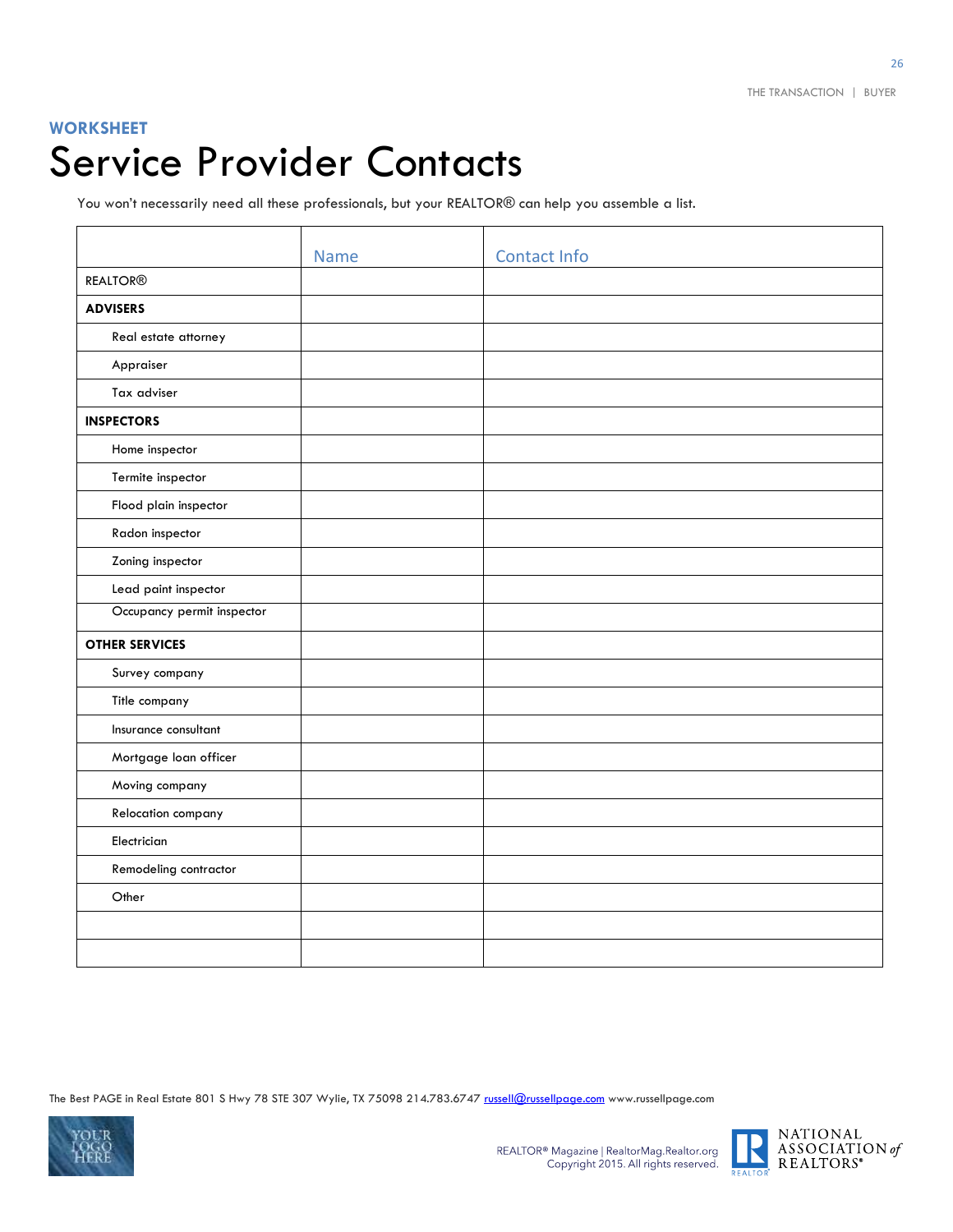**WORKSHEET**

# Service Provider Contacts

You won't necessarily need all these professionals, but your REALTOR® can help you assemble a list.

| | Name | Contact Info |
|---|---|---|
| REALTOR® | | |
| **ADVISERS** | | |
| Real estate attorney | | |
| Appraiser | | |
| Tax adviser | | |
| **INSPECTORS** | | |
| Home inspector | | |
| Termite inspector | | |
| Flood plain inspector | | |
| Radon inspector | | |
| Zoning inspector | | |
| Lead paint inspector | | |
| Occupancy permit inspector | | |
| **OTHER SERVICES** | | |
| Survey company | | |
| Title company | | |
| Insurance consultant | | |
| Mortgage loan officer | | |
| Moving company | | |
| Relocation company | | |
| Electrician | | |
| Remodeling contractor | | |
| Other | | |
| | | |
| | | |

The Best PAGE in Real Estate 801 S Hwy 78 STE 307 Wylie, TX 75098 214.783.6747 russell@russellpage.com www.russellpage.com

REALTOR® Magazine | RealtorMag.Realtor.org
Copyright 2015. All rights reserved.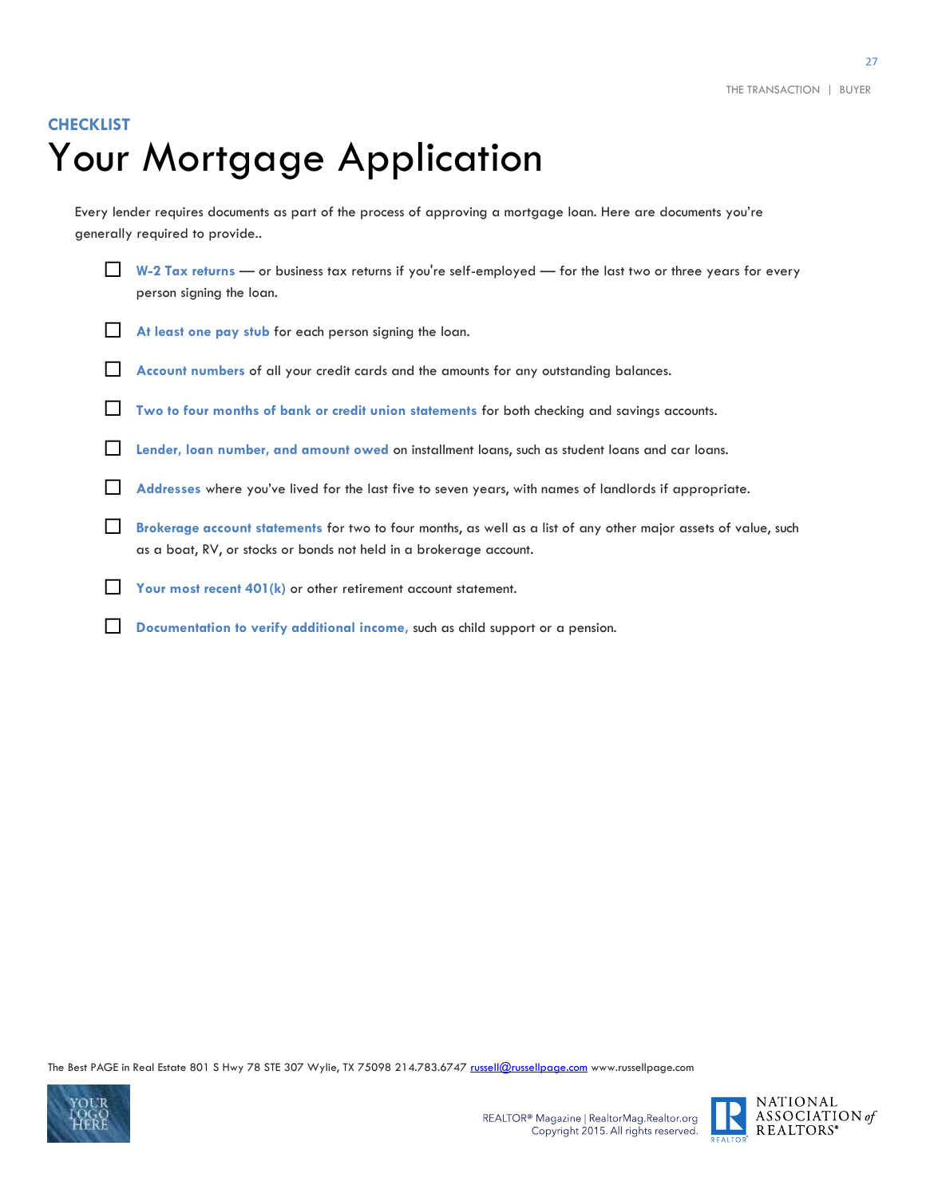**CHECKLIST**

# Your Mortgage Application

Every lender requires documents as part of the process of approving a mortgage loan. Here are documents you're generally required to provide..

- [ ] **W-2 Tax returns** — or business tax returns if you're self-employed — for the last two or three years for every person signing the loan.
- [ ] **At least one pay stub** for each person signing the loan.
- [ ] **Account numbers** of all your credit cards and the amounts for any outstanding balances.
- [ ] **Two to four months of bank or credit union statements** for both checking and savings accounts.
- [ ] **Lender, loan number, and amount owed** on installment loans, such as student loans and car loans.
- [ ] **Addresses** where you've lived for the last five to seven years, with names of landlords if appropriate.
- [ ] **Brokerage account statements** for two to four months, as well as a list of any other major assets of value, such as a boat, RV, or stocks or bonds not held in a brokerage account.
- [ ] **Your most recent 401(k)** or other retirement account statement.
- [ ] **Documentation to verify additional income,** such as child support or a pension.

The Best PAGE in Real Estate 801 S Hwy 78 STE 307 Wylie, TX 75098 214.783.6747 russell@russellpage.com www.russellpage.com

REALTOR® Magazine | RealtorMag.Realtor.org
Copyright 2015. All rights reserved.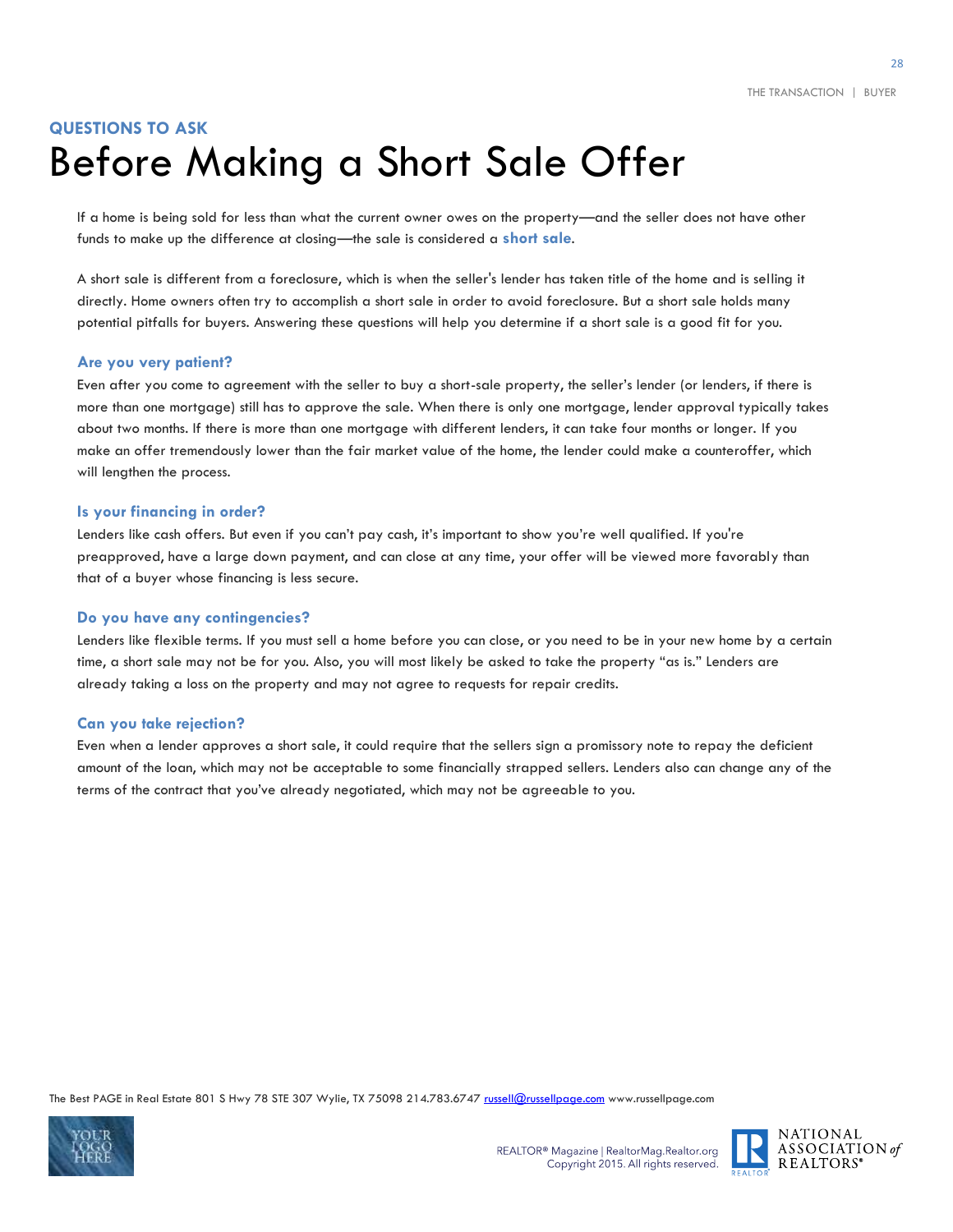**QUESTIONS TO ASK**

# Before Making a Short Sale Offer

If a home is being sold for less than what the current owner owes on the property—and the seller does not have other funds to make up the difference at closing—the sale is considered a **short sale**.

A short sale is different from a foreclosure, which is when the seller's lender has taken title of the home and is selling it directly. Home owners often try to accomplish a short sale in order to avoid foreclosure. But a short sale holds many potential pitfalls for buyers. Answering these questions will help you determine if a short sale is a good fit for you.

### Are you very patient?

Even after you come to agreement with the seller to buy a short-sale property, the seller's lender (or lenders, if there is more than one mortgage) still has to approve the sale. When there is only one mortgage, lender approval typically takes about two months. If there is more than one mortgage with different lenders, it can take four months or longer. If you make an offer tremendously lower than the fair market value of the home, the lender could make a counteroffer, which will lengthen the process.

### Is your financing in order?

Lenders like cash offers. But even if you can't pay cash, it's important to show you're well qualified. If you're preapproved, have a large down payment, and can close at any time, your offer will be viewed more favorably than that of a buyer whose financing is less secure.

### Do you have any contingencies?

Lenders like flexible terms. If you must sell a home before you can close, or you need to be in your new home by a certain time, a short sale may not be for you. Also, you will most likely be asked to take the property "as is." Lenders are already taking a loss on the property and may not agree to requests for repair credits.

### Can you take rejection?

Even when a lender approves a short sale, it could require that the sellers sign a promissory note to repay the deficient amount of the loan, which may not be acceptable to some financially strapped sellers. Lenders also can change any of the terms of the contract that you've already negotiated, which may not be agreeable to you.

The Best PAGE in Real Estate 801 S Hwy 78 STE 307 Wylie, TX 75098 214.783.6747 russell@russellpage.com www.russellpage.com

REALTOR® Magazine | RealtorMag.Realtor.org
Copyright 2015. All rights reserved.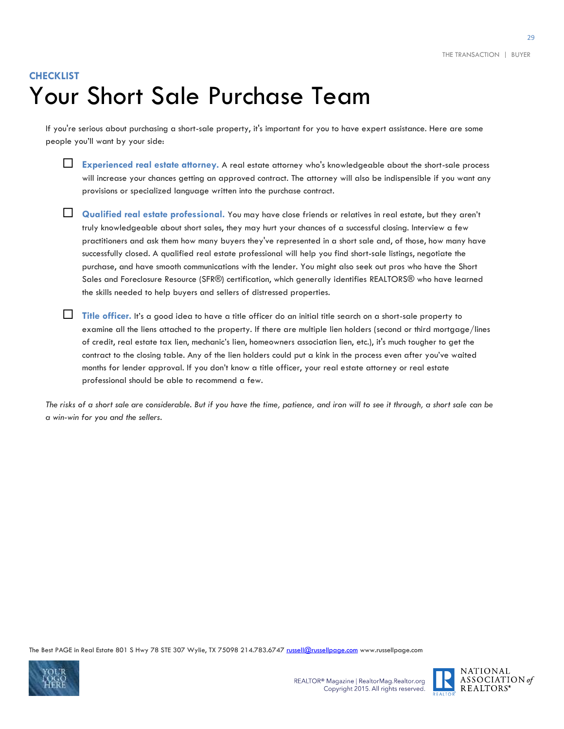**CHECKLIST**

# Your Short Sale Purchase Team

If you're serious about purchasing a short-sale property, it's important for you to have expert assistance. Here are some people you'll want by your side:

- ☐ **Experienced real estate attorney.** A real estate attorney who's knowledgeable about the short-sale process will increase your chances getting an approved contract. The attorney will also be indispensible if you want any provisions or specialized language written into the purchase contract.

- ☐ **Qualified real estate professional.** You may have close friends or relatives in real estate, but they aren't truly knowledgeable about short sales, they may hurt your chances of a successful closing. Interview a few practitioners and ask them how many buyers they've represented in a short sale and, of those, how many have successfully closed. A qualified real estate professional will help you find short-sale listings, negotiate the purchase, and have smooth communications with the lender. You might also seek out pros who have the Short Sales and Foreclosure Resource (SFR®) certification, which generally identifies REALTORS® who have learned the skills needed to help buyers and sellers of distressed properties.

- ☐ **Title officer.** It's a good idea to have a title officer do an initial title search on a short-sale property to examine all the liens attached to the property. If there are multiple lien holders (second or third mortgage/lines of credit, real estate tax lien, mechanic's lien, homeowners association lien, etc.), it's much tougher to get the contract to the closing table. Any of the lien holders could put a kink in the process even after you've waited months for lender approval. If you don't know a title officer, your real estate attorney or real estate professional should be able to recommend a few.

*The risks of a short sale are considerable. But if you have the time, patience, and iron will to see it through, a short sale can be a win-win for you and the sellers.*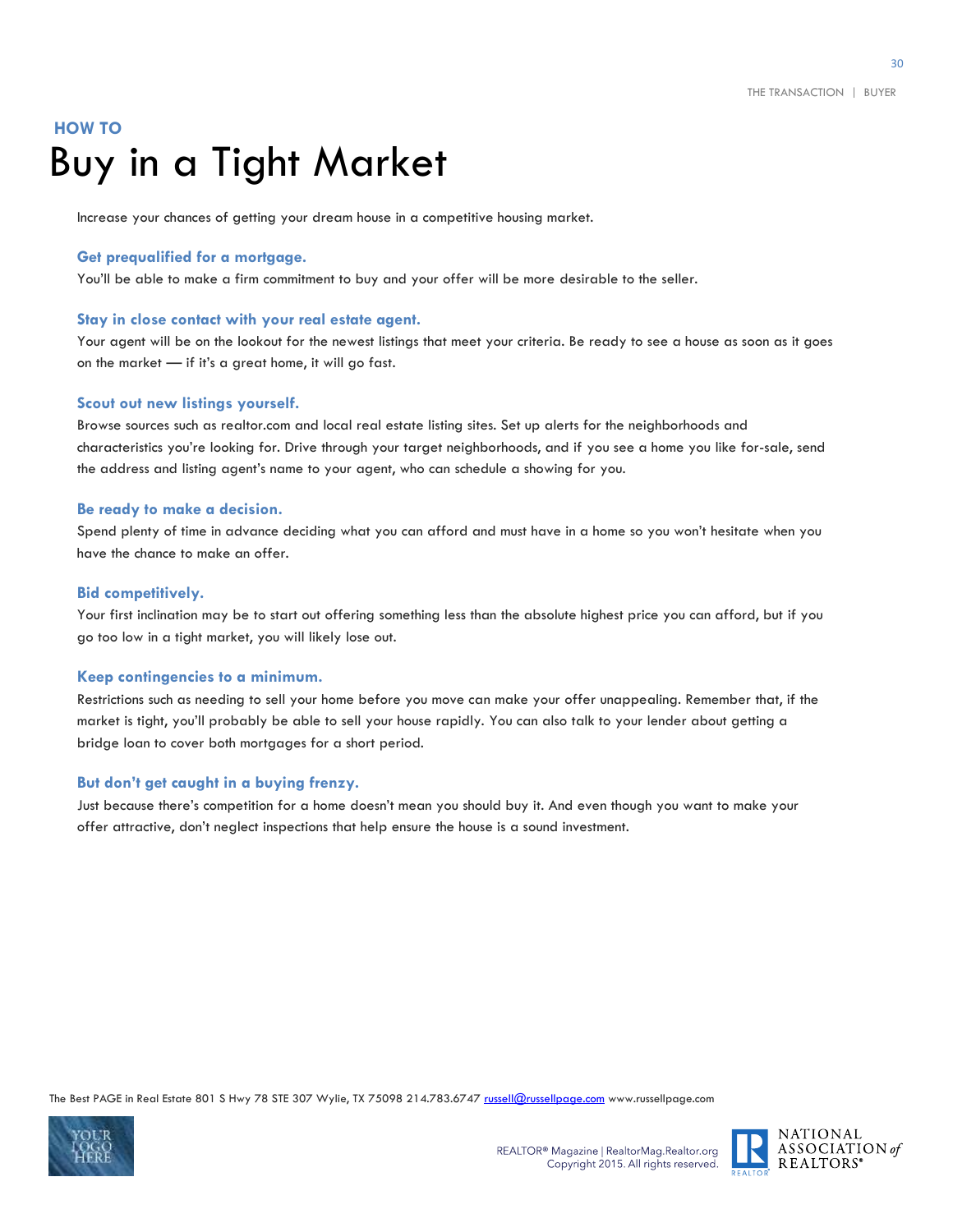**HOW TO**

# Buy in a Tight Market

Increase your chances of getting your dream house in a competitive housing market.

### Get prequalified for a mortgage.

You'll be able to make a firm commitment to buy and your offer will be more desirable to the seller.

### Stay in close contact with your real estate agent.

Your agent will be on the lookout for the newest listings that meet your criteria. Be ready to see a house as soon as it goes on the market — if it's a great home, it will go fast.

### Scout out new listings yourself.

Browse sources such as realtor.com and local real estate listing sites. Set up alerts for the neighborhoods and characteristics you're looking for. Drive through your target neighborhoods, and if you see a home you like for-sale, send the address and listing agent's name to your agent, who can schedule a showing for you.

### Be ready to make a decision.

Spend plenty of time in advance deciding what you can afford and must have in a home so you won't hesitate when you have the chance to make an offer.

### Bid competitively.

Your first inclination may be to start out offering something less than the absolute highest price you can afford, but if you go too low in a tight market, you will likely lose out.

### Keep contingencies to a minimum.

Restrictions such as needing to sell your home before you move can make your offer unappealing. Remember that, if the market is tight, you'll probably be able to sell your house rapidly. You can also talk to your lender about getting a bridge loan to cover both mortgages for a short period.

### But don't get caught in a buying frenzy.

Just because there's competition for a home doesn't mean you should buy it. And even though you want to make your offer attractive, don't neglect inspections that help ensure the house is a sound investment.

The Best PAGE in Real Estate 801 S Hwy 78 STE 307 Wylie, TX 75098 214.783.6747 russell@russellpage.com www.russellpage.com

REALTOR® Magazine | RealtorMag.Realtor.org
Copyright 2015. All rights reserved.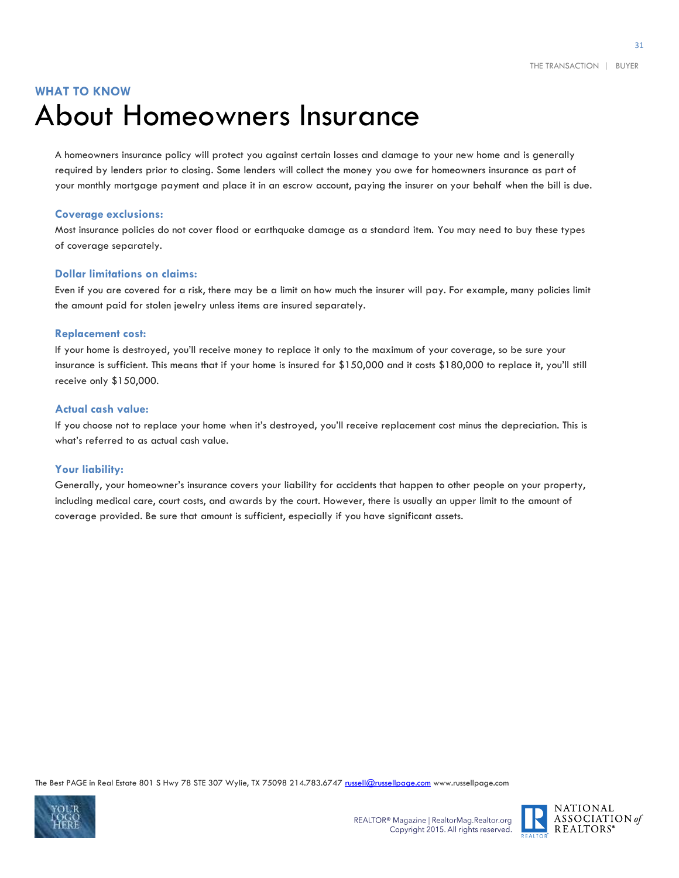**WHAT TO KNOW**

# About Homeowners Insurance

A homeowners insurance policy will protect you against certain losses and damage to your new home and is generally required by lenders prior to closing. Some lenders will collect the money you owe for homeowners insurance as part of your monthly mortgage payment and place it in an escrow account, paying the insurer on your behalf when the bill is due.

### Coverage exclusions:

Most insurance policies do not cover flood or earthquake damage as a standard item. You may need to buy these types of coverage separately.

### Dollar limitations on claims:

Even if you are covered for a risk, there may be a limit on how much the insurer will pay. For example, many policies limit the amount paid for stolen jewelry unless items are insured separately.

### Replacement cost:

If your home is destroyed, you'll receive money to replace it only to the maximum of your coverage, so be sure your insurance is sufficient. This means that if your home is insured for $150,000 and it costs $180,000 to replace it, you'll still receive only $150,000.

### Actual cash value:

If you choose not to replace your home when it's destroyed, you'll receive replacement cost minus the depreciation. This is what's referred to as actual cash value.

### Your liability:

Generally, your homeowner's insurance covers your liability for accidents that happen to other people on your property, including medical care, court costs, and awards by the court. However, there is usually an upper limit to the amount of coverage provided. Be sure that amount is sufficient, especially if you have significant assets.

The Best PAGE in Real Estate 801 S Hwy 78 STE 307 Wylie, TX 75098 214.783.6747 russell@russellpage.com www.russellpage.com

REALTOR® Magazine | RealtorMag.Realtor.org
Copyright 2015. All rights reserved.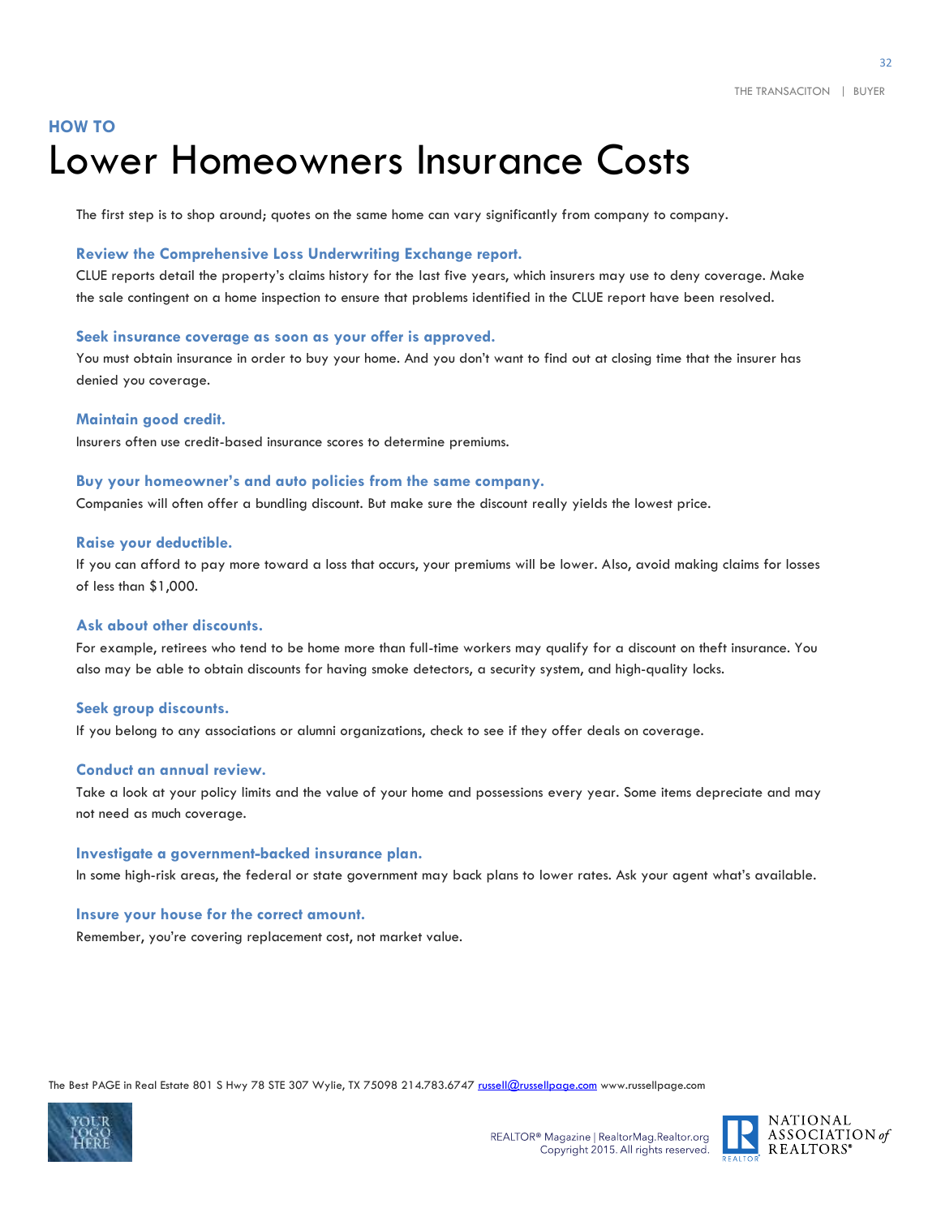HOW TO

# Lower Homeowners Insurance Costs

The first step is to shop around; quotes on the same home can vary significantly from company to company.

### Review the Comprehensive Loss Underwriting Exchange report.

CLUE reports detail the property's claims history for the last five years, which insurers may use to deny coverage. Make the sale contingent on a home inspection to ensure that problems identified in the CLUE report have been resolved.

### Seek insurance coverage as soon as your offer is approved.

You must obtain insurance in order to buy your home. And you don't want to find out at closing time that the insurer has denied you coverage.

### Maintain good credit.

Insurers often use credit-based insurance scores to determine premiums.

### Buy your homeowner's and auto policies from the same company.

Companies will often offer a bundling discount. But make sure the discount really yields the lowest price.

### Raise your deductible.

If you can afford to pay more toward a loss that occurs, your premiums will be lower. Also, avoid making claims for losses of less than $1,000.

### Ask about other discounts.

For example, retirees who tend to be home more than full-time workers may qualify for a discount on theft insurance. You also may be able to obtain discounts for having smoke detectors, a security system, and high-quality locks.

### Seek group discounts.

If you belong to any associations or alumni organizations, check to see if they offer deals on coverage.

### Conduct an annual review.

Take a look at your policy limits and the value of your home and possessions every year. Some items depreciate and may not need as much coverage.

### Investigate a government-backed insurance plan.

In some high-risk areas, the federal or state government may back plans to lower rates. Ask your agent what's available.

### Insure your house for the correct amount.

Remember, you're covering replacement cost, not market value.

The Best PAGE in Real Estate 801 S Hwy 78 STE 307 Wylie, TX 75098 214.783.6747 russell@russellpage.com www.russellpage.com

REALTOR® Magazine | RealtorMag.Realtor.org
Copyright 2015. All rights reserved.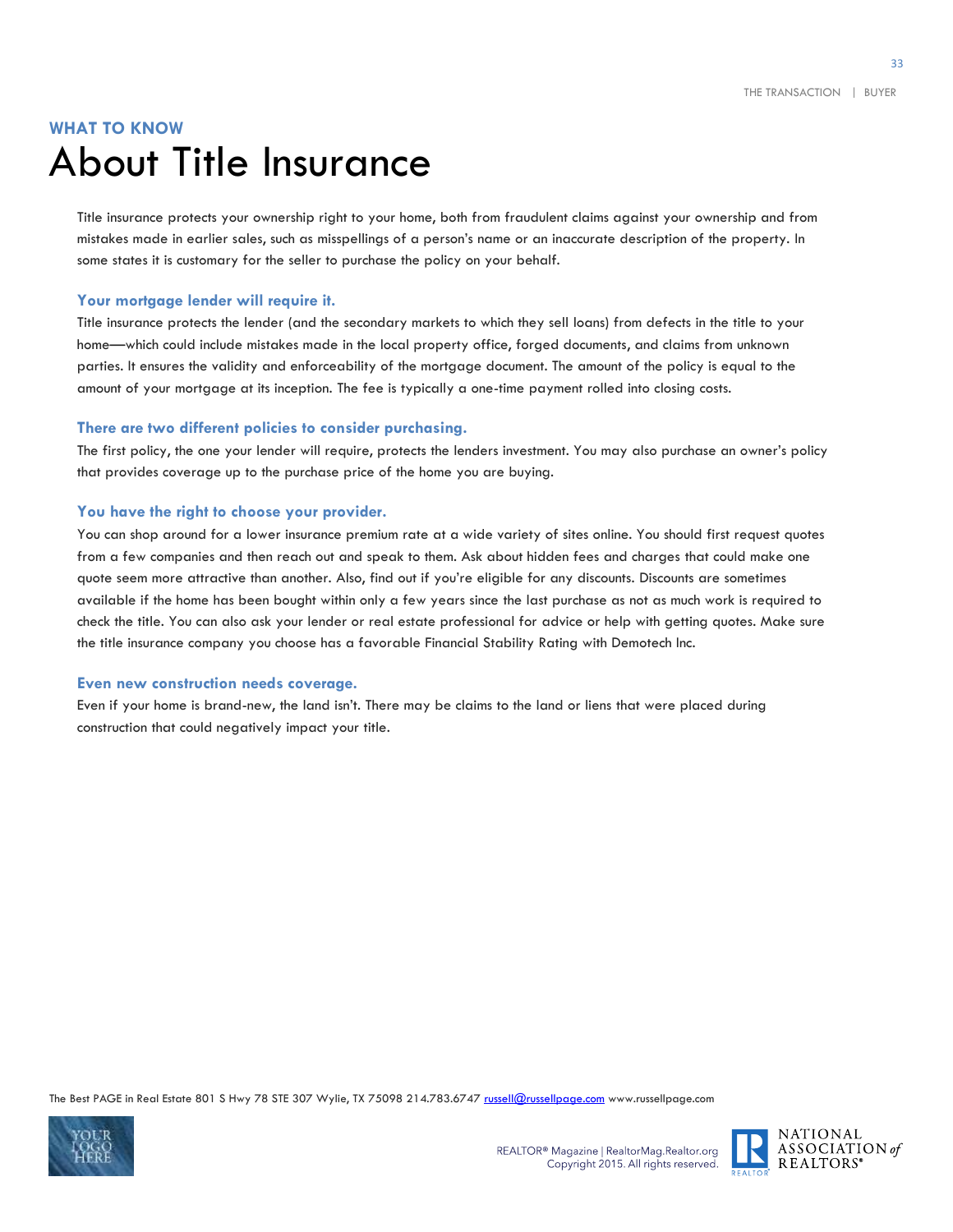**WHAT TO KNOW**

# About Title Insurance

Title insurance protects your ownership right to your home, both from fraudulent claims against your ownership and from mistakes made in earlier sales, such as misspellings of a person's name or an inaccurate description of the property. In some states it is customary for the seller to purchase the policy on your behalf.

### Your mortgage lender will require it.

Title insurance protects the lender (and the secondary markets to which they sell loans) from defects in the title to your home—which could include mistakes made in the local property office, forged documents, and claims from unknown parties. It ensures the validity and enforceability of the mortgage document. The amount of the policy is equal to the amount of your mortgage at its inception. The fee is typically a one-time payment rolled into closing costs.

### There are two different policies to consider purchasing.

The first policy, the one your lender will require, protects the lenders investment. You may also purchase an owner's policy that provides coverage up to the purchase price of the home you are buying.

### You have the right to choose your provider.

You can shop around for a lower insurance premium rate at a wide variety of sites online. You should first request quotes from a few companies and then reach out and speak to them. Ask about hidden fees and charges that could make one quote seem more attractive than another. Also, find out if you're eligible for any discounts. Discounts are sometimes available if the home has been bought within only a few years since the last purchase as not as much work is required to check the title. You can also ask your lender or real estate professional for advice or help with getting quotes. Make sure the title insurance company you choose has a favorable Financial Stability Rating with Demotech Inc.

### Even new construction needs coverage.

Even if your home is brand-new, the land isn't. There may be claims to the land or liens that were placed during construction that could negatively impact your title.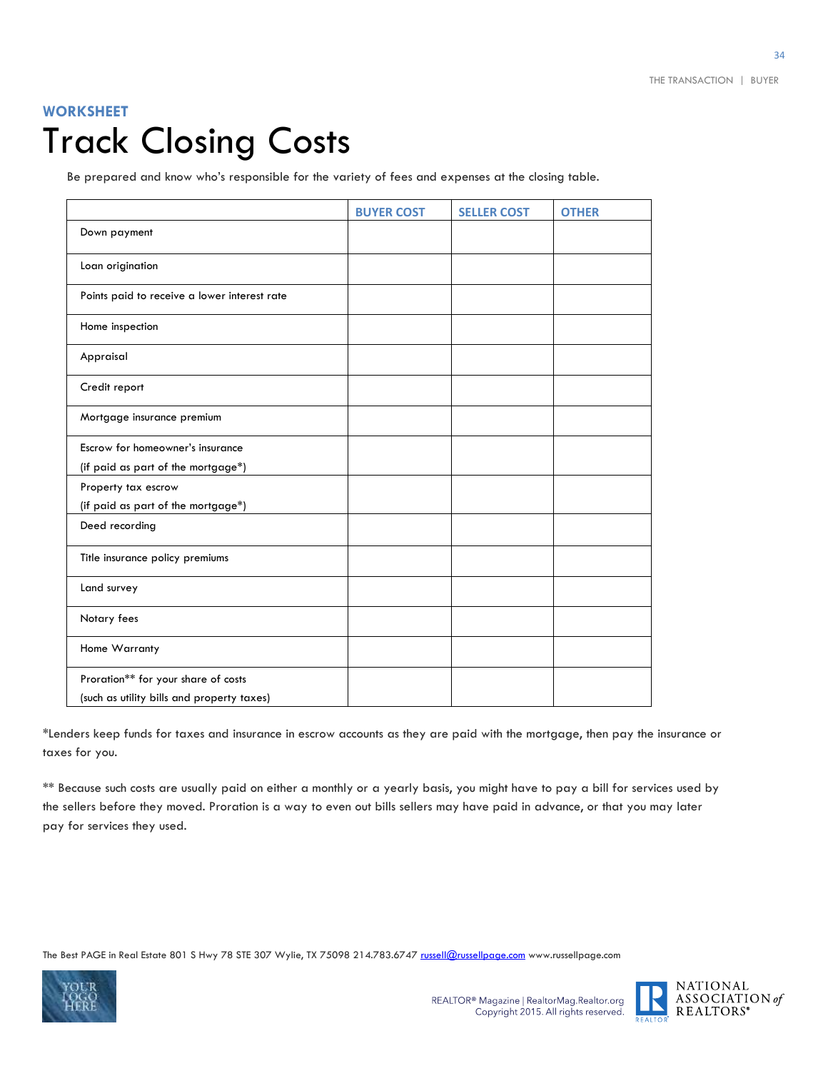**WORKSHEET**

# Track Closing Costs

Be prepared and know who's responsible for the variety of fees and expenses at the closing table.

| | BUYER COST | SELLER COST | OTHER |
|---|---|---|---|
| Down payment | | | |
| Loan origination | | | |
| Points paid to receive a lower interest rate | | | |
| Home inspection | | | |
| Appraisal | | | |
| Credit report | | | |
| Mortgage insurance premium | | | |
| Escrow for homeowner's insurance (if paid as part of the mortgage*) | | | |
| Property tax escrow (if paid as part of the mortgage*) | | | |
| Deed recording | | | |
| Title insurance policy premiums | | | |
| Land survey | | | |
| Notary fees | | | |
| Home Warranty | | | |
| Proration** for your share of costs (such as utility bills and property taxes) | | | |

*Lenders keep funds for taxes and insurance in escrow accounts as they are paid with the mortgage, then pay the insurance or taxes for you.

** Because such costs are usually paid on either a monthly or a yearly basis, you might have to pay a bill for services used by the sellers before they moved. Proration is a way to even out bills sellers may have paid in advance, or that you may later pay for services they used.

The Best PAGE in Real Estate 801 S Hwy 78 STE 307 Wylie, TX 75098 214.783.6747 russell@russellpage.com www.russellpage.com

REALTOR® Magazine | RealtorMag.Realtor.org
Copyright 2015. All rights reserved.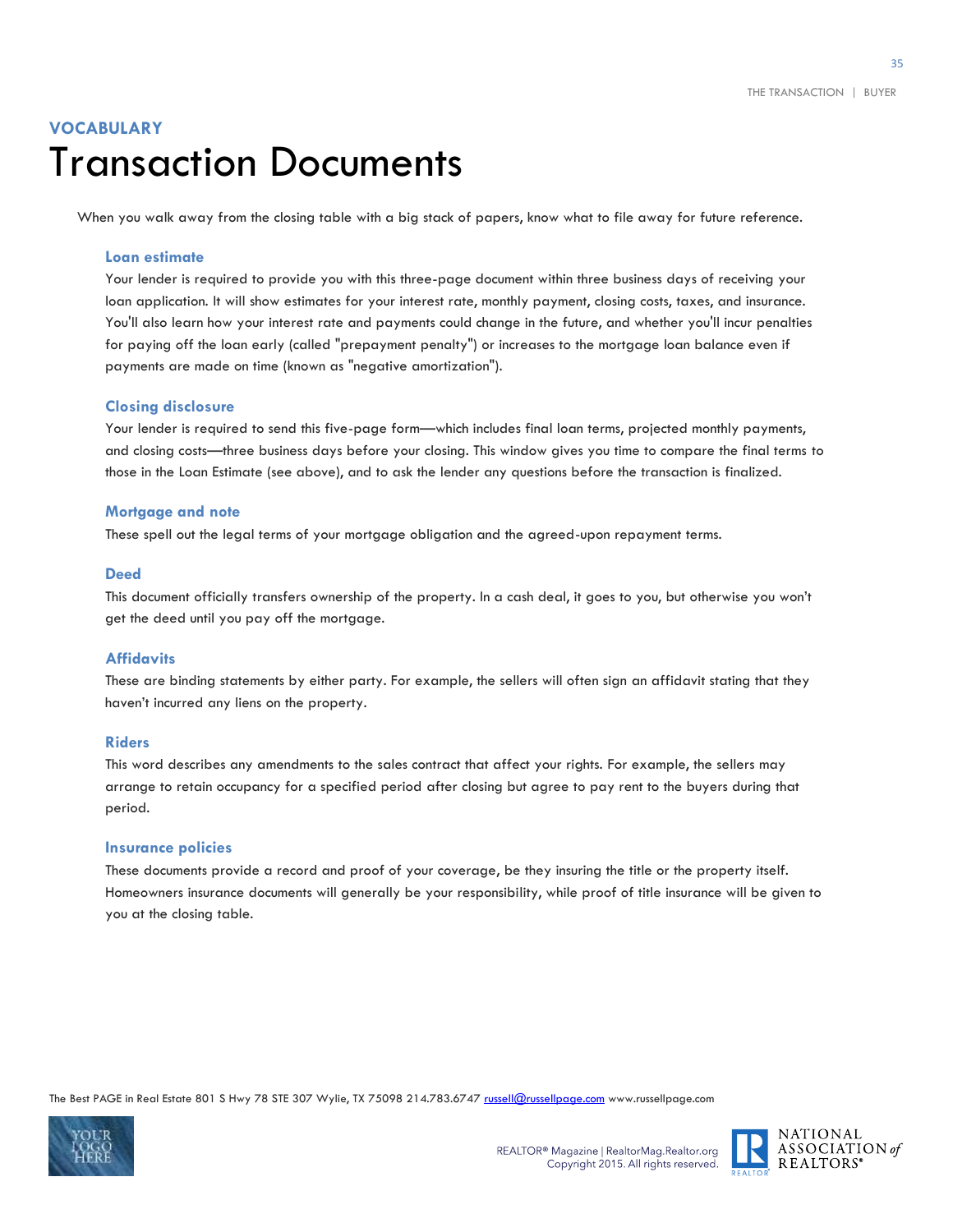**VOCABULARY**

# Transaction Documents

When you walk away from the closing table with a big stack of papers, know what to file away for future reference.

### Loan estimate

Your lender is required to provide you with this three-page document within three business days of receiving your loan application. It will show estimates for your interest rate, monthly payment, closing costs, taxes, and insurance. You'll also learn how your interest rate and payments could change in the future, and whether you'll incur penalties for paying off the loan early (called "prepayment penalty") or increases to the mortgage loan balance even if payments are made on time (known as "negative amortization").

### Closing disclosure

Your lender is required to send this five-page form—which includes final loan terms, projected monthly payments, and closing costs—three business days before your closing. This window gives you time to compare the final terms to those in the Loan Estimate (see above), and to ask the lender any questions before the transaction is finalized.

### Mortgage and note

These spell out the legal terms of your mortgage obligation and the agreed-upon repayment terms.

### Deed

This document officially transfers ownership of the property. In a cash deal, it goes to you, but otherwise you won't get the deed until you pay off the mortgage.

### Affidavits

These are binding statements by either party. For example, the sellers will often sign an affidavit stating that they haven't incurred any liens on the property.

### Riders

This word describes any amendments to the sales contract that affect your rights. For example, the sellers may arrange to retain occupancy for a specified period after closing but agree to pay rent to the buyers during that period.

### Insurance policies

These documents provide a record and proof of your coverage, be they insuring the title or the property itself. Homeowners insurance documents will generally be your responsibility, while proof of title insurance will be given to you at the closing table.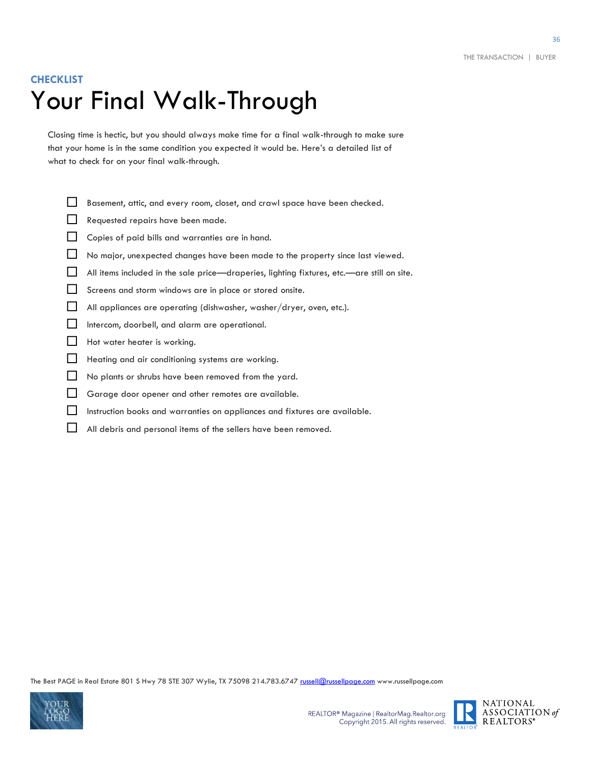**CHECKLIST**

# Your Final Walk-Through

Closing time is hectic, but you should always make time for a final walk-through to make sure that your home is in the same condition you expected it would be. Here's a detailed list of what to check for on your final walk-through.

- [ ] Basement, attic, and every room, closet, and crawl space have been checked.
- [ ] Requested repairs have been made.
- [ ] Copies of paid bills and warranties are in hand.
- [ ] No major, unexpected changes have been made to the property since last viewed.
- [ ] All items included in the sale price—draperies, lighting fixtures, etc.—are still on site.
- [ ] Screens and storm windows are in place or stored onsite.
- [ ] All appliances are operating (dishwasher, washer/dryer, oven, etc.).
- [ ] Intercom, doorbell, and alarm are operational.
- [ ] Hot water heater is working.
- [ ] Heating and air conditioning systems are working.
- [ ] No plants or shrubs have been removed from the yard.
- [ ] Garage door opener and other remotes are available.
- [ ] Instruction books and warranties on appliances and fixtures are available.
- [ ] All debris and personal items of the sellers have been removed.

The Best PAGE in Real Estate 801 S Hwy 78 STE 307 Wylie, TX 75098 214.783.6747 russell@russellpage.com www.russellpage.com

REALTOR® Magazine | RealtorMag.Realtor.org
Copyright 2015. All rights reserved.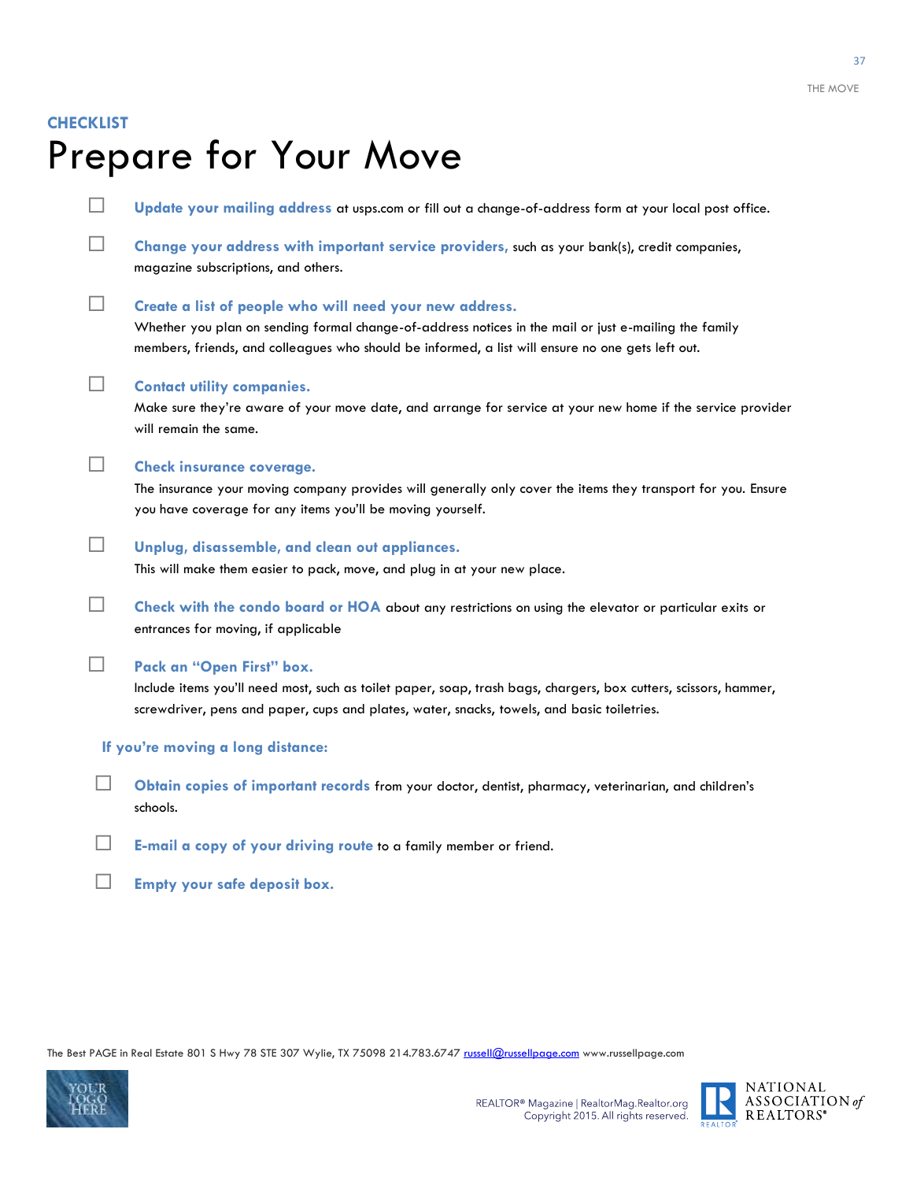**CHECKLIST**

# Prepare for Your Move

- ☐ **Update your mailing address** at usps.com or fill out a change-of-address form at your local post office.
- ☐ **Change your address with important service providers,** such as your bank(s), credit companies, magazine subscriptions, and others.
- ☐ **Create a list of people who will need your new address.**
  Whether you plan on sending formal change-of-address notices in the mail or just e-mailing the family members, friends, and colleagues who should be informed, a list will ensure no one gets left out.
- ☐ **Contact utility companies.**
  Make sure they're aware of your move date, and arrange for service at your new home if the service provider will remain the same.
- ☐ **Check insurance coverage.**
  The insurance your moving company provides will generally only cover the items they transport for you. Ensure you have coverage for any items you'll be moving yourself.
- ☐ **Unplug, disassemble, and clean out appliances.**
  This will make them easier to pack, move, and plug in at your new place.
- ☐ **Check with the condo board or HOA** about any restrictions on using the elevator or particular exits or entrances for moving, if applicable
- ☐ **Pack an "Open First" box.**
  Include items you'll need most, such as toilet paper, soap, trash bags, chargers, box cutters, scissors, hammer, screwdriver, pens and paper, cups and plates, water, snacks, towels, and basic toiletries.

**If you're moving a long distance:**

- ☐ **Obtain copies of important records** from your doctor, dentist, pharmacy, veterinarian, and children's schools.
- ☐ **E-mail a copy of your driving route** to a family member or friend.
- ☐ **Empty your safe deposit box.**

The Best PAGE in Real Estate 801 S Hwy 78 STE 307 Wylie, TX 75098 214.783.6747 russell@russellpage.com www.russellpage.com

YOUR LOGO HERE

REALTOR® Magazine | RealtorMag.Realtor.org
Copyright 2015. All rights reserved.

NATIONAL ASSOCIATION of REALTORS®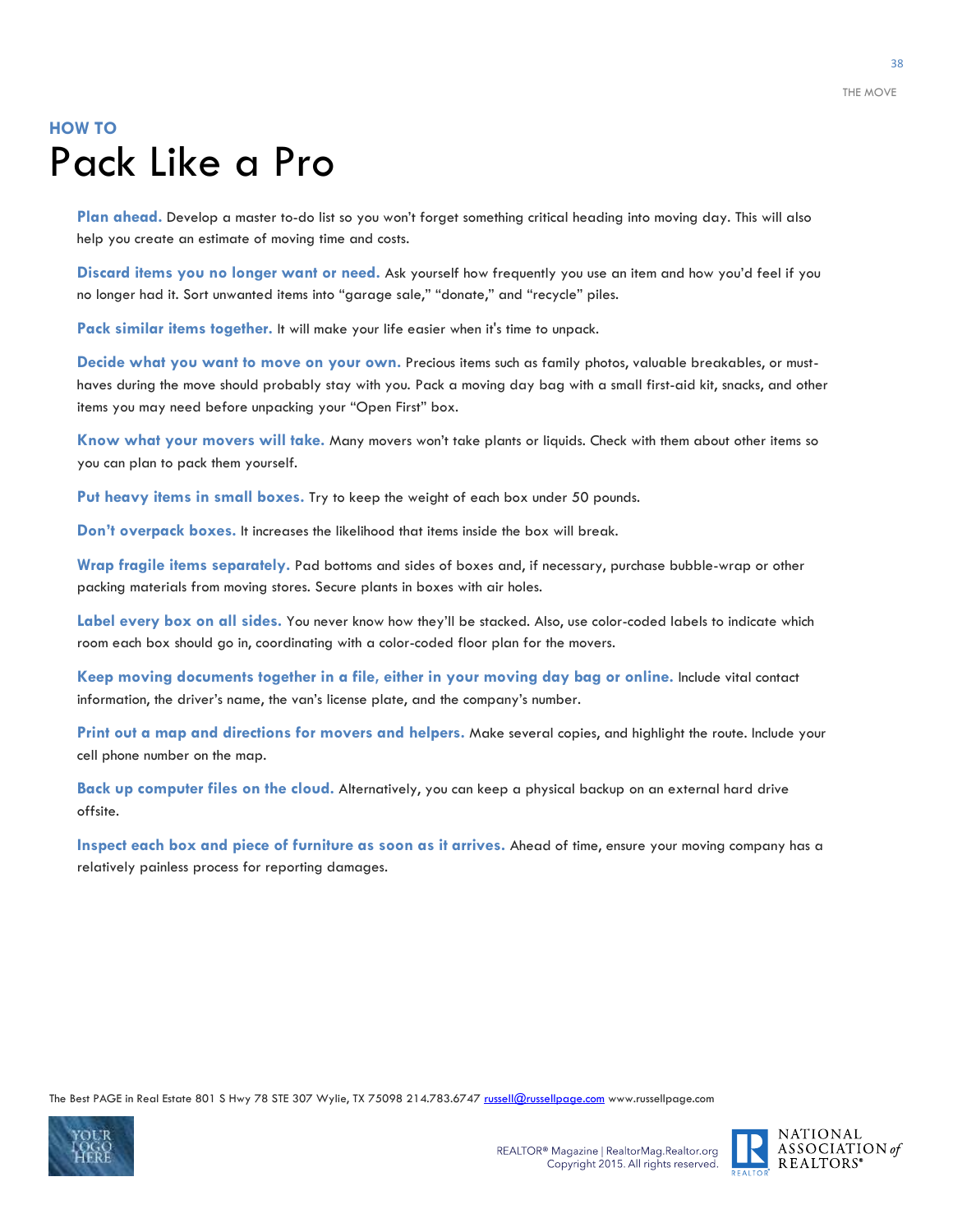**HOW TO**

# Pack Like a Pro

**Plan ahead.** Develop a master to-do list so you won't forget something critical heading into moving day. This will also help you create an estimate of moving time and costs.

**Discard items you no longer want or need.** Ask yourself how frequently you use an item and how you'd feel if you no longer had it. Sort unwanted items into "garage sale," "donate," and "recycle" piles.

**Pack similar items together.** It will make your life easier when it's time to unpack.

**Decide what you want to move on your own.** Precious items such as family photos, valuable breakables, or must-haves during the move should probably stay with you. Pack a moving day bag with a small first-aid kit, snacks, and other items you may need before unpacking your "Open First" box.

**Know what your movers will take.** Many movers won't take plants or liquids. Check with them about other items so you can plan to pack them yourself.

**Put heavy items in small boxes.** Try to keep the weight of each box under 50 pounds.

**Don't overpack boxes.** It increases the likelihood that items inside the box will break.

**Wrap fragile items separately.** Pad bottoms and sides of boxes and, if necessary, purchase bubble-wrap or other packing materials from moving stores. Secure plants in boxes with air holes.

**Label every box on all sides.** You never know how they'll be stacked. Also, use color-coded labels to indicate which room each box should go in, coordinating with a color-coded floor plan for the movers.

**Keep moving documents together in a file, either in your moving day bag or online.** Include vital contact information, the driver's name, the van's license plate, and the company's number.

**Print out a map and directions for movers and helpers.** Make several copies, and highlight the route. Include your cell phone number on the map.

**Back up computer files on the cloud.** Alternatively, you can keep a physical backup on an external hard drive offsite.

**Inspect each box and piece of furniture as soon as it arrives.** Ahead of time, ensure your moving company has a relatively painless process for reporting damages.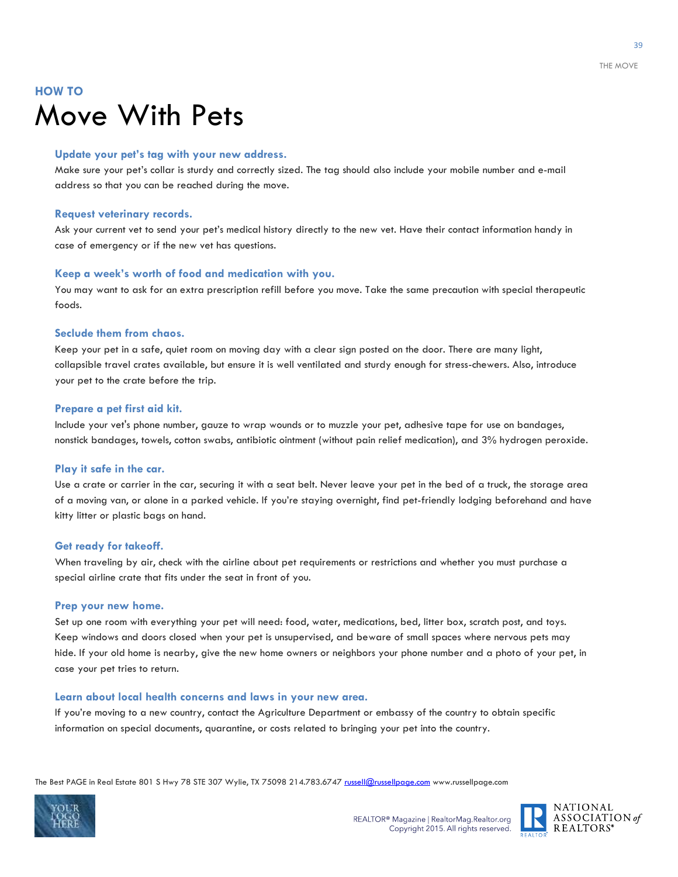## HOW TO

# Move With Pets

### Update your pet's tag with your new address.

Make sure your pet's collar is sturdy and correctly sized. The tag should also include your mobile number and e-mail address so that you can be reached during the move.

### Request veterinary records.

Ask your current vet to send your pet's medical history directly to the new vet. Have their contact information handy in case of emergency or if the new vet has questions.

### Keep a week's worth of food and medication with you.

You may want to ask for an extra prescription refill before you move. Take the same precaution with special therapeutic foods.

### Seclude them from chaos.

Keep your pet in a safe, quiet room on moving day with a clear sign posted on the door. There are many light, collapsible travel crates available, but ensure it is well ventilated and sturdy enough for stress-chewers. Also, introduce your pet to the crate before the trip.

### Prepare a pet first aid kit.

Include your vet's phone number, gauze to wrap wounds or to muzzle your pet, adhesive tape for use on bandages, nonstick bandages, towels, cotton swabs, antibiotic ointment (without pain relief medication), and 3% hydrogen peroxide.

### Play it safe in the car.

Use a crate or carrier in the car, securing it with a seat belt. Never leave your pet in the bed of a truck, the storage area of a moving van, or alone in a parked vehicle. If you're staying overnight, find pet-friendly lodging beforehand and have kitty litter or plastic bags on hand.

### Get ready for takeoff.

When traveling by air, check with the airline about pet requirements or restrictions and whether you must purchase a special airline crate that fits under the seat in front of you.

### Prep your new home.

Set up one room with everything your pet will need: food, water, medications, bed, litter box, scratch post, and toys. Keep windows and doors closed when your pet is unsupervised, and beware of small spaces where nervous pets may hide. If your old home is nearby, give the new home owners or neighbors your phone number and a photo of your pet, in case your pet tries to return.

### Learn about local health concerns and laws in your new area.

If you're moving to a new country, contact the Agriculture Department or embassy of the country to obtain specific information on special documents, quarantine, or costs related to bringing your pet into the country.

The Best PAGE in Real Estate 801 S Hwy 78 STE 307 Wylie, TX 75098 214.783.6747 russell@russellpage.com www.russellpage.com

REALTOR® Magazine | RealtorMag.Realtor.org
Copyright 2015. All rights reserved.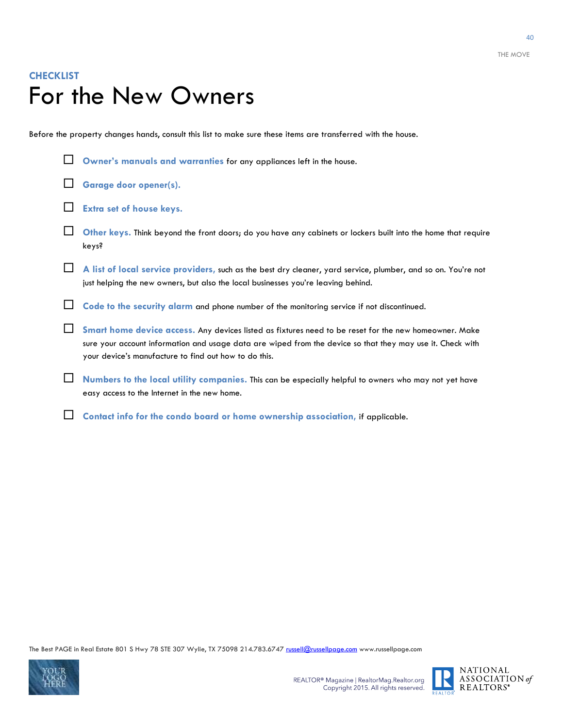CHECKLIST

# For the New Owners

Before the property changes hands, consult this list to make sure these items are transferred with the house.

- ☐ **Owner's manuals and warranties** for any appliances left in the house.
- ☐ **Garage door opener(s).**
- ☐ **Extra set of house keys.**
- ☐ **Other keys.** Think beyond the front doors; do you have any cabinets or lockers built into the home that require keys?
- ☐ **A list of local service providers,** such as the best dry cleaner, yard service, plumber, and so on. You're not just helping the new owners, but also the local businesses you're leaving behind.
- ☐ **Code to the security alarm** and phone number of the monitoring service if not discontinued.
- ☐ **Smart home device access.** Any devices listed as fixtures need to be reset for the new homeowner. Make sure your account information and usage data are wiped from the device so that they may use it. Check with your device's manufacture to find out how to do this.
- ☐ **Numbers to the local utility companies.** This can be especially helpful to owners who may not yet have easy access to the Internet in the new home.
- ☐ **Contact info for the condo board or home ownership association,** if applicable.

The Best PAGE in Real Estate 801 S Hwy 78 STE 307 Wylie, TX 75098 214.783.6747 russell@russellpage.com www.russellpage.com

REALTOR® Magazine | RealtorMag.Realtor.org
Copyright 2015. All rights reserved.